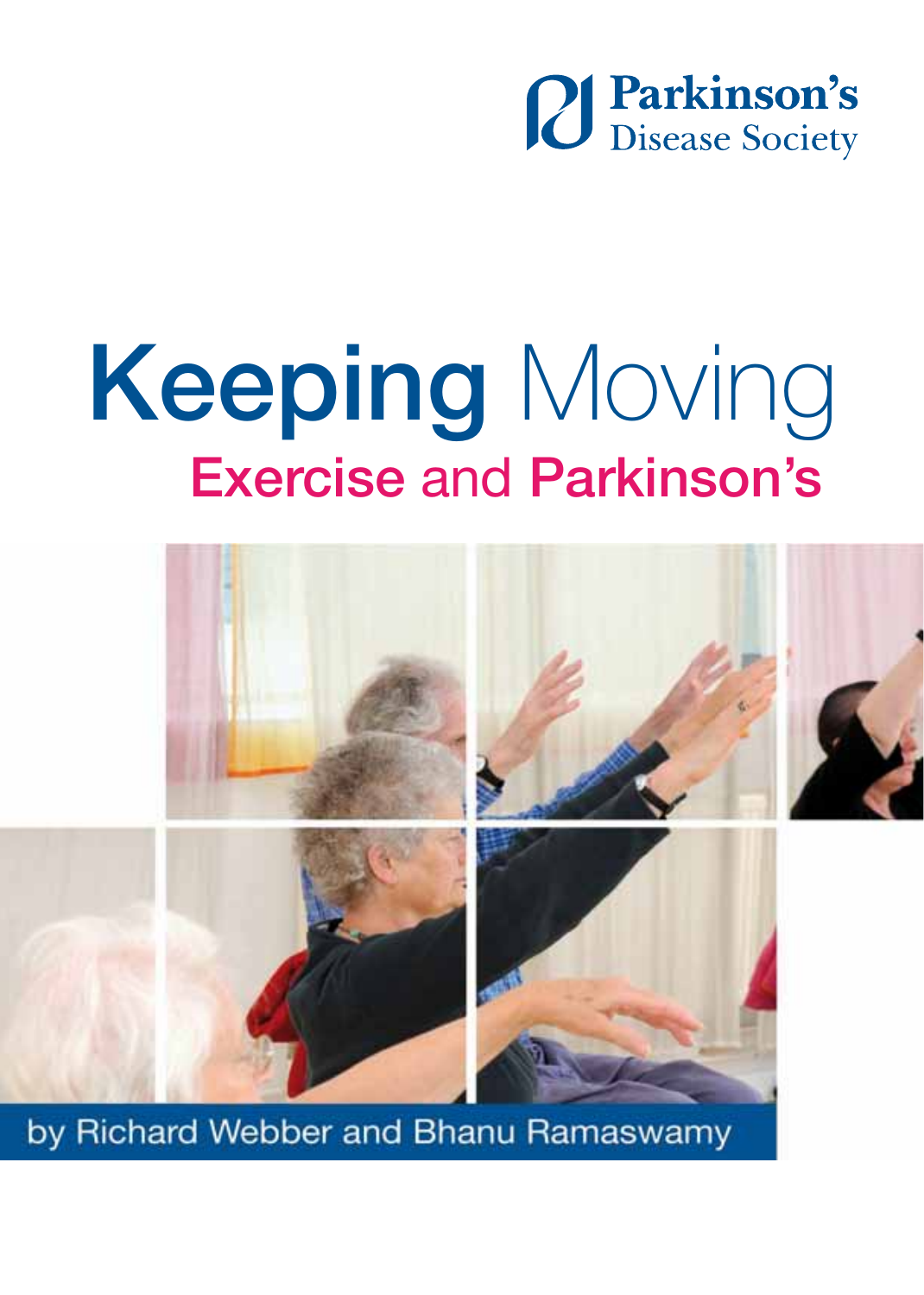Parkinson's Disease Society

# Keeping Moving

## Exercise and Parkinson's

by Richard Webber and Bhanu Ramaswamy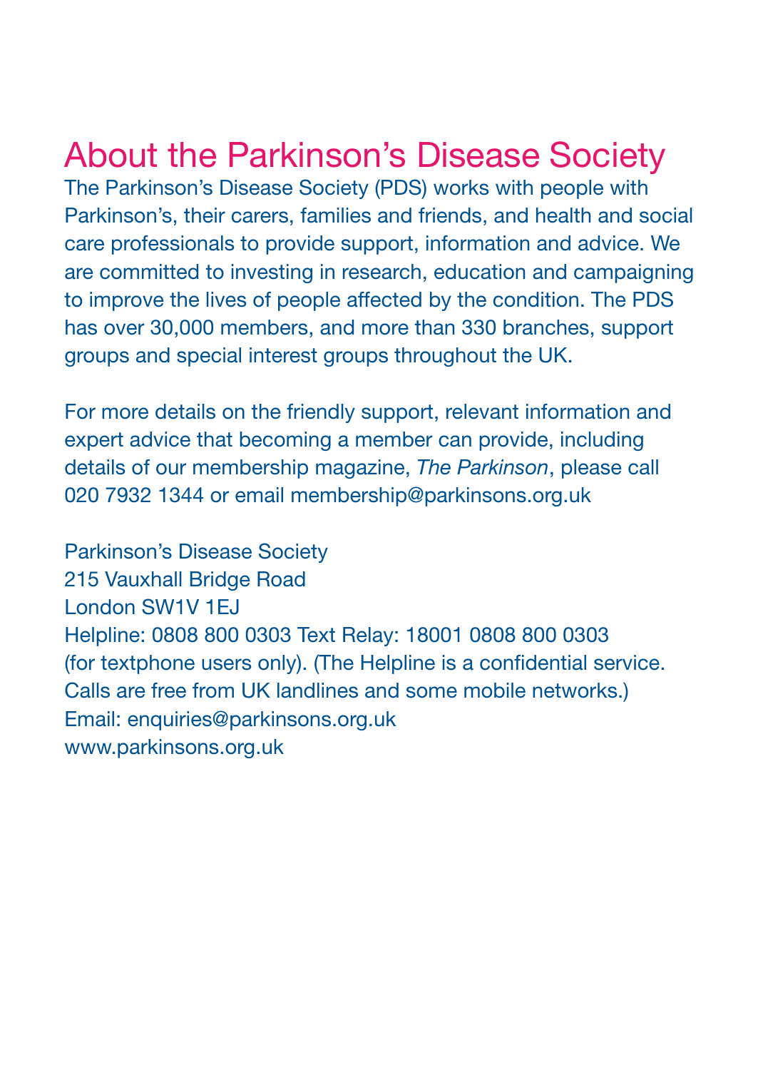# About the Parkinson's Disease Society

The Parkinson's Disease Society (PDS) works with people with Parkinson's, their carers, families and friends, and health and social care professionals to provide support, information and advice. We are committed to investing in research, education and campaigning to improve the lives of people affected by the condition. The PDS has over 30,000 members, and more than 330 branches, support groups and special interest groups throughout the UK.

For more details on the friendly support, relevant information and expert advice that becoming a member can provide, including details of our membership magazine, *The Parkinson*, please call 020 7932 1344 or email membership@parkinsons.org.uk

Parkinson's Disease Society
215 Vauxhall Bridge Road
London SW1V 1EJ
Helpline: 0808 800 0303 Text Relay: 18001 0808 800 0303
(for textphone users only). (The Helpline is a confidential service. Calls are free from UK landlines and some mobile networks.)
Email: enquiries@parkinsons.org.uk
www.parkinsons.org.uk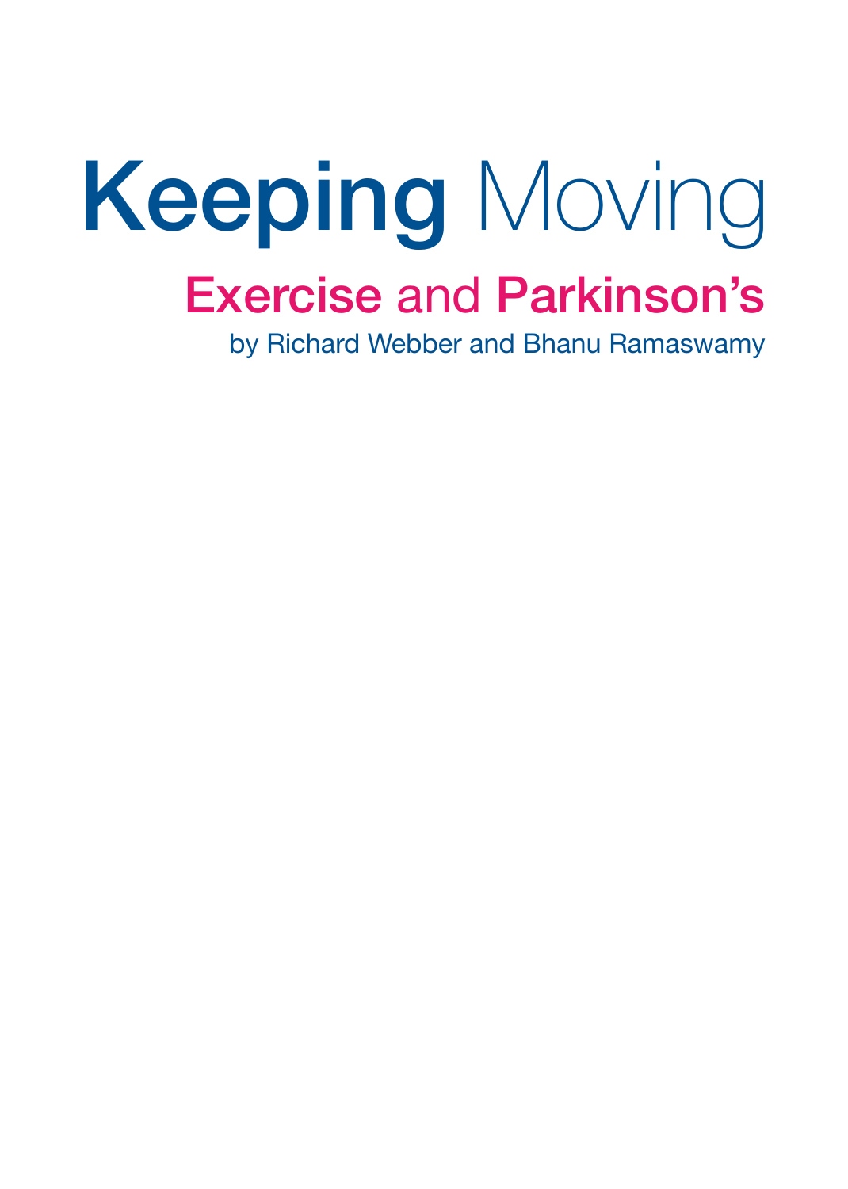# Keeping Moving

## Exercise and Parkinson's

by Richard Webber and Bhanu Ramaswamy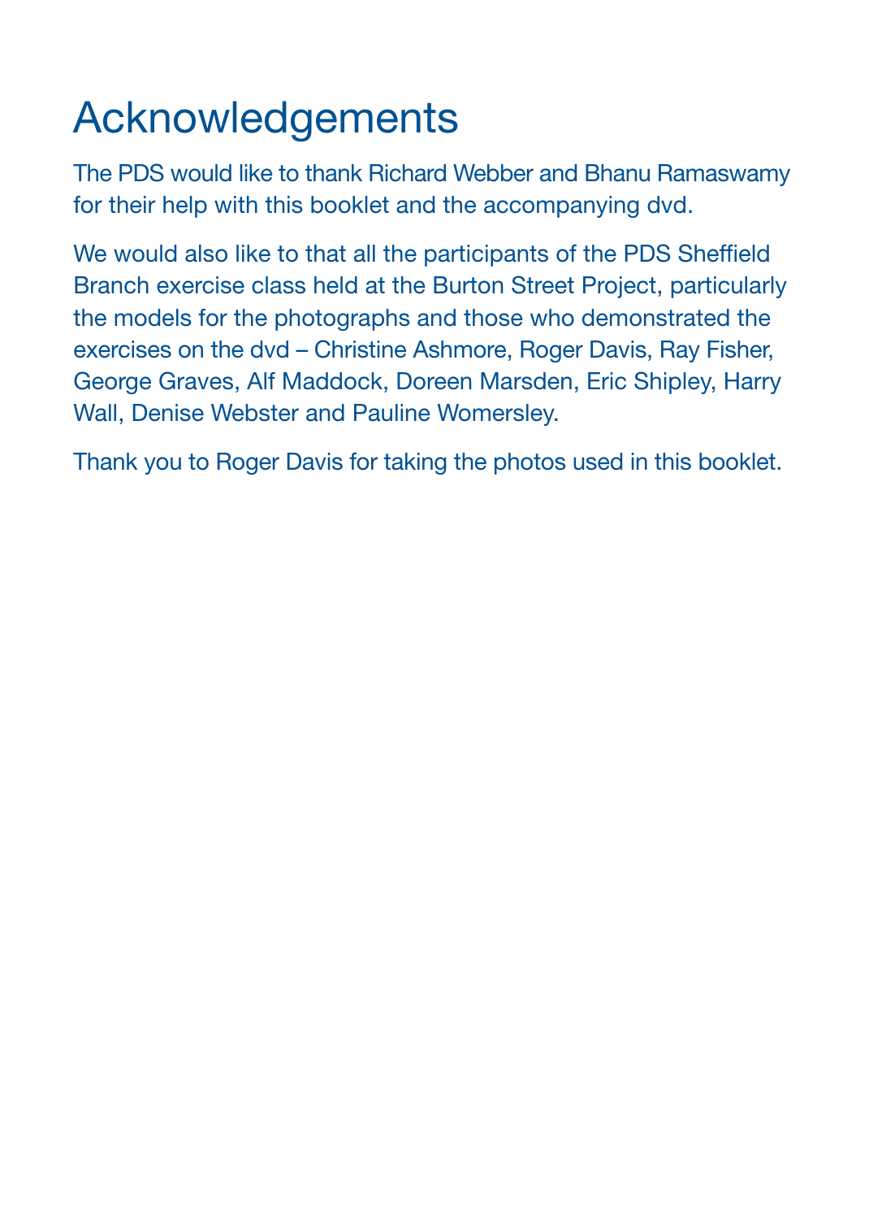# Acknowledgements

The PDS would like to thank Richard Webber and Bhanu Ramaswamy for their help with this booklet and the accompanying dvd.

We would also like to that all the participants of the PDS Sheffield Branch exercise class held at the Burton Street Project, particularly the models for the photographs and those who demonstrated the exercises on the dvd – Christine Ashmore, Roger Davis, Ray Fisher, George Graves, Alf Maddock, Doreen Marsden, Eric Shipley, Harry Wall, Denise Webster and Pauline Womersley.

Thank you to Roger Davis for taking the photos used in this booklet.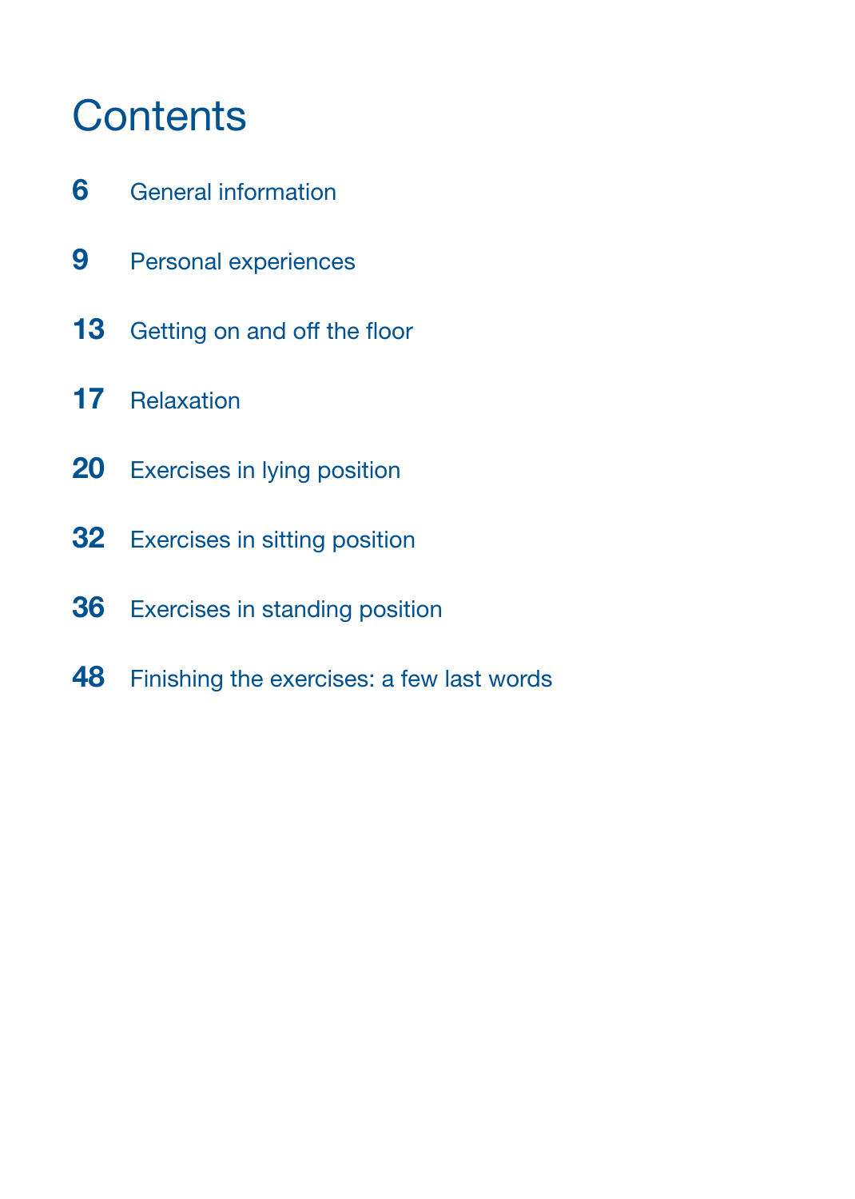# Contents

**6** General information

**9** Personal experiences

**13** Getting on and off the floor

**17** Relaxation

**20** Exercises in lying position

**32** Exercises in sitting position

**36** Exercises in standing position

**48** Finishing the exercises: a few last words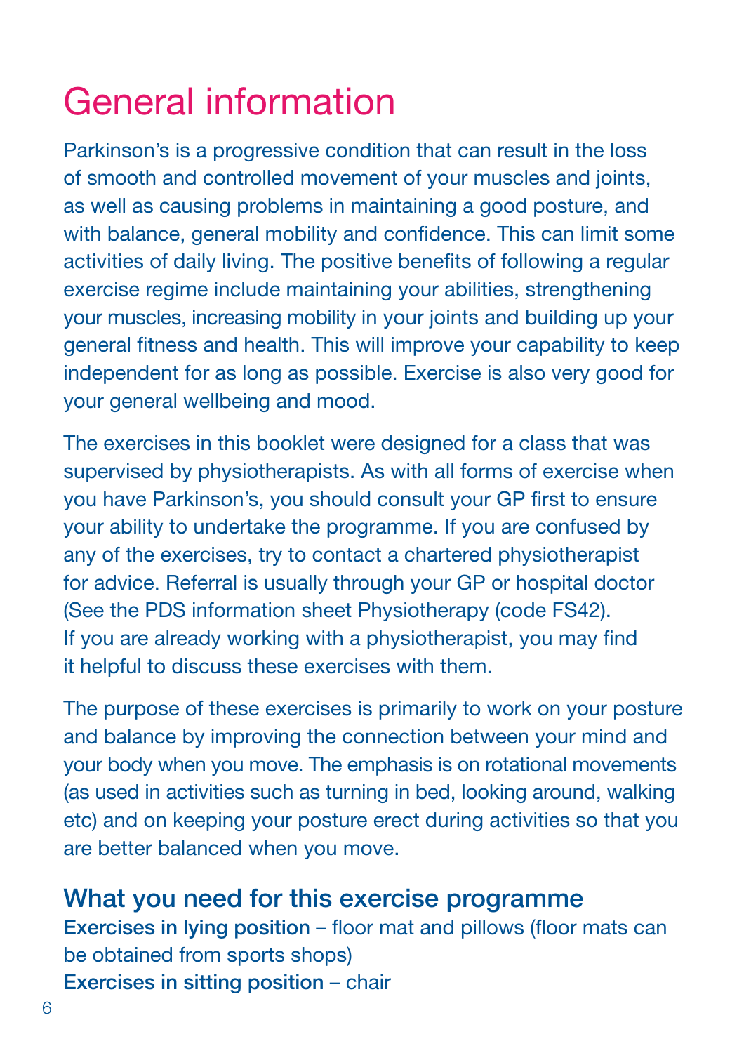# General information

Parkinson's is a progressive condition that can result in the loss of smooth and controlled movement of your muscles and joints, as well as causing problems in maintaining a good posture, and with balance, general mobility and confidence. This can limit some activities of daily living. The positive benefits of following a regular exercise regime include maintaining your abilities, strengthening your muscles, increasing mobility in your joints and building up your general fitness and health. This will improve your capability to keep independent for as long as possible. Exercise is also very good for your general wellbeing and mood.

The exercises in this booklet were designed for a class that was supervised by physiotherapists. As with all forms of exercise when you have Parkinson's, you should consult your GP first to ensure your ability to undertake the programme. If you are confused by any of the exercises, try to contact a chartered physiotherapist for advice. Referral is usually through your GP or hospital doctor (See the PDS information sheet Physiotherapy (code FS42). If you are already working with a physiotherapist, you may find it helpful to discuss these exercises with them.

The purpose of these exercises is primarily to work on your posture and balance by improving the connection between your mind and your body when you move. The emphasis is on rotational movements (as used in activities such as turning in bed, looking around, walking etc) and on keeping your posture erect during activities so that you are better balanced when you move.

## What you need for this exercise programme

**Exercises in lying position** – floor mat and pillows (floor mats can be obtained from sports shops)

**Exercises in sitting position** – chair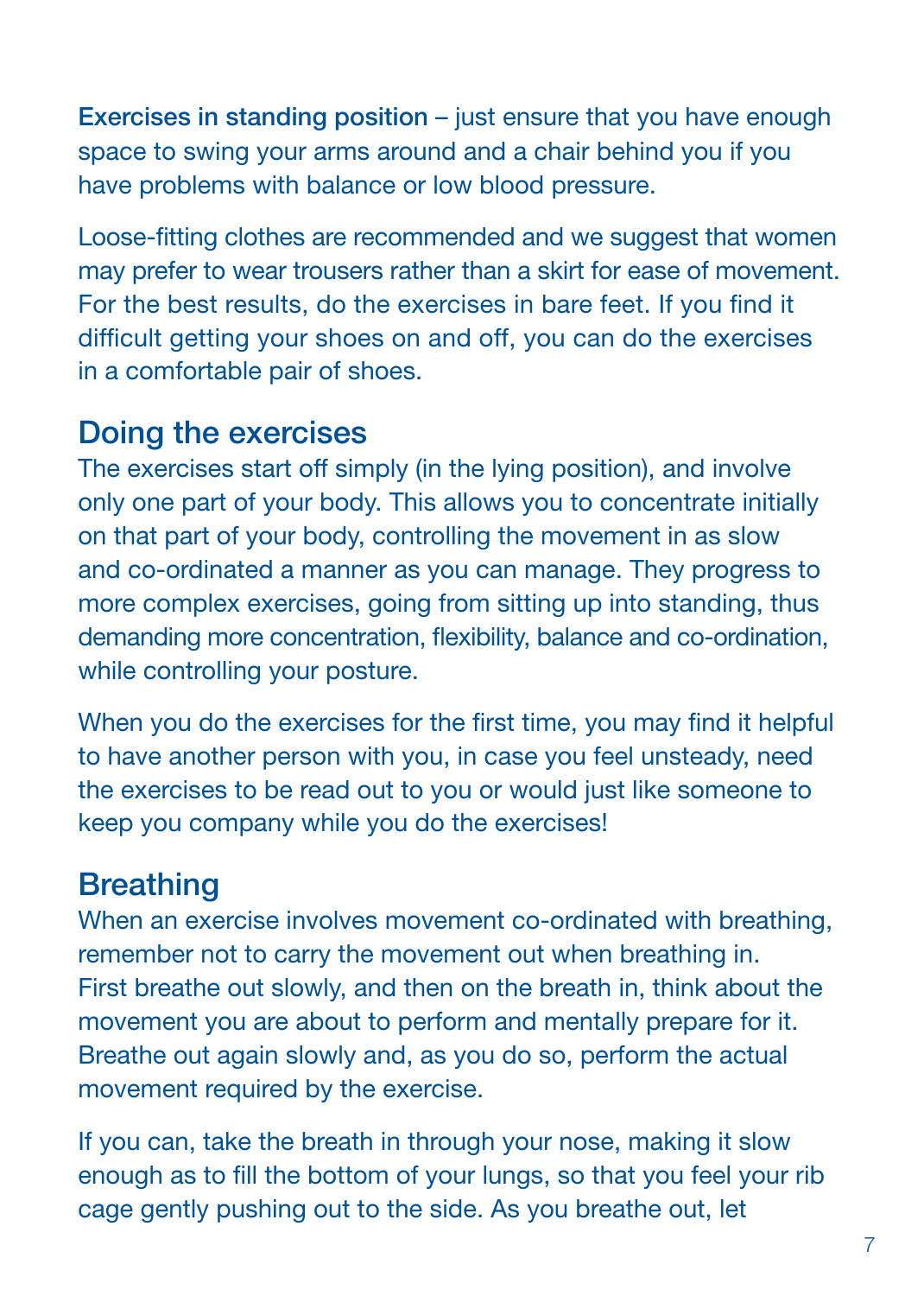**Exercises in standing position** – just ensure that you have enough space to swing your arms around and a chair behind you if you have problems with balance or low blood pressure.

Loose-fitting clothes are recommended and we suggest that women may prefer to wear trousers rather than a skirt for ease of movement. For the best results, do the exercises in bare feet. If you find it difficult getting your shoes on and off, you can do the exercises in a comfortable pair of shoes.

## Doing the exercises

The exercises start off simply (in the lying position), and involve only one part of your body. This allows you to concentrate initially on that part of your body, controlling the movement in as slow and co-ordinated a manner as you can manage. They progress to more complex exercises, going from sitting up into standing, thus demanding more concentration, flexibility, balance and co-ordination, while controlling your posture.

When you do the exercises for the first time, you may find it helpful to have another person with you, in case you feel unsteady, need the exercises to be read out to you or would just like someone to keep you company while you do the exercises!

## Breathing

When an exercise involves movement co-ordinated with breathing, remember not to carry the movement out when breathing in. First breathe out slowly, and then on the breath in, think about the movement you are about to perform and mentally prepare for it. Breathe out again slowly and, as you do so, perform the actual movement required by the exercise.

If you can, take the breath in through your nose, making it slow enough as to fill the bottom of your lungs, so that you feel your rib cage gently pushing out to the side. As you breathe out, let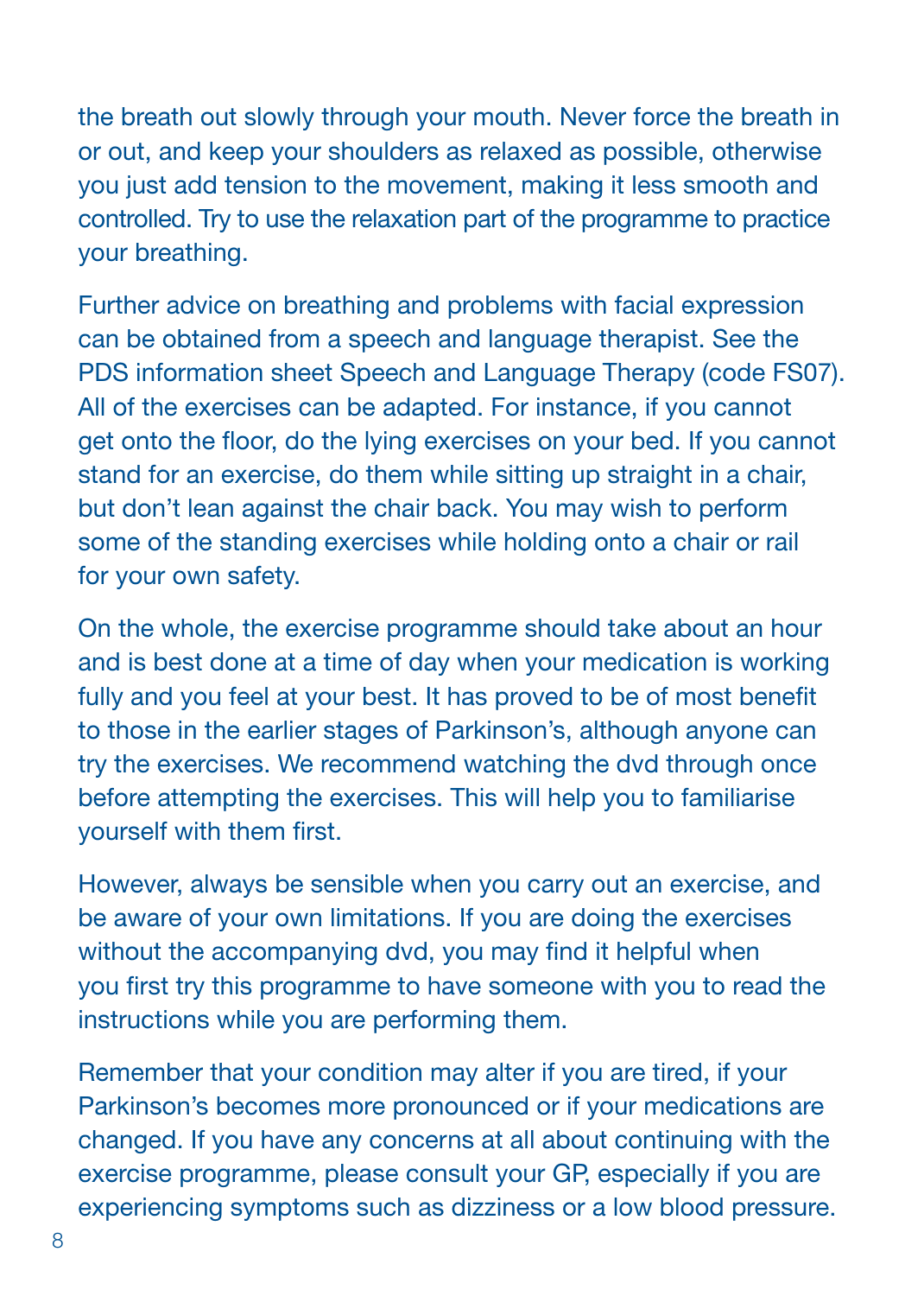the breath out slowly through your mouth. Never force the breath in or out, and keep your shoulders as relaxed as possible, otherwise you just add tension to the movement, making it less smooth and controlled. Try to use the relaxation part of the programme to practice your breathing.

Further advice on breathing and problems with facial expression can be obtained from a speech and language therapist. See the PDS information sheet Speech and Language Therapy (code FS07). All of the exercises can be adapted. For instance, if you cannot get onto the floor, do the lying exercises on your bed. If you cannot stand for an exercise, do them while sitting up straight in a chair, but don't lean against the chair back. You may wish to perform some of the standing exercises while holding onto a chair or rail for your own safety.

On the whole, the exercise programme should take about an hour and is best done at a time of day when your medication is working fully and you feel at your best. It has proved to be of most benefit to those in the earlier stages of Parkinson's, although anyone can try the exercises. We recommend watching the dvd through once before attempting the exercises. This will help you to familiarise yourself with them first.

However, always be sensible when you carry out an exercise, and be aware of your own limitations. If you are doing the exercises without the accompanying dvd, you may find it helpful when you first try this programme to have someone with you to read the instructions while you are performing them.

Remember that your condition may alter if you are tired, if your Parkinson's becomes more pronounced or if your medications are changed. If you have any concerns at all about continuing with the exercise programme, please consult your GP, especially if you are experiencing symptoms such as dizziness or a low blood pressure.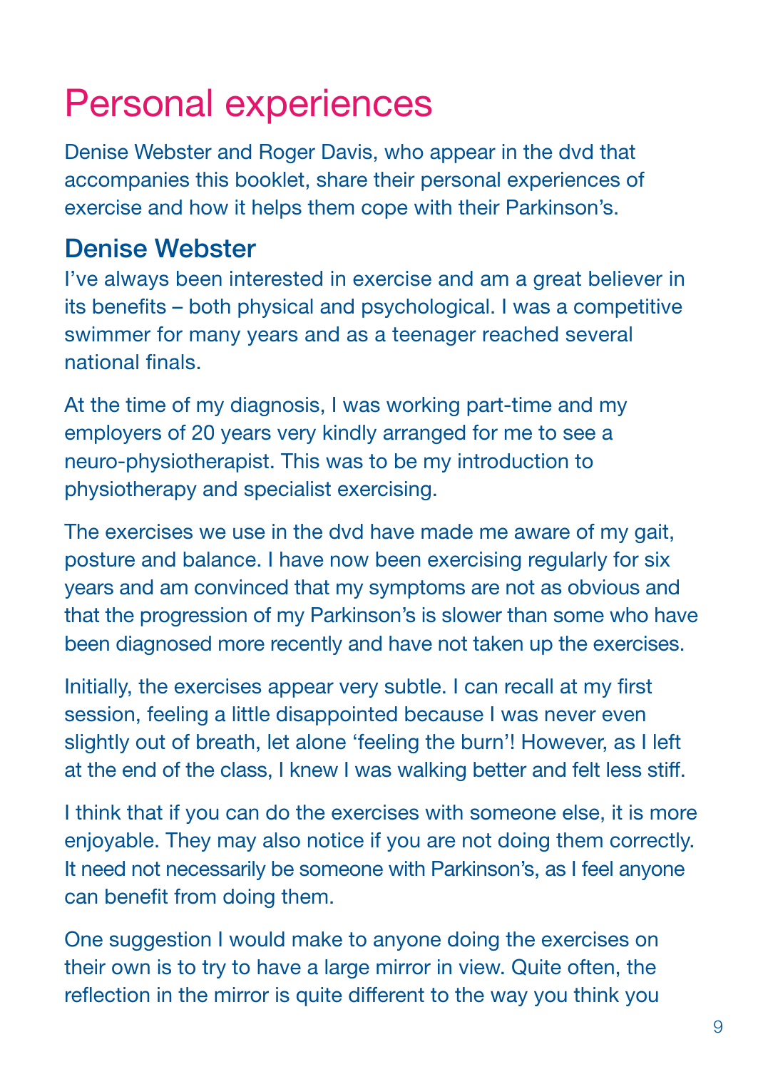# Personal experiences

Denise Webster and Roger Davis, who appear in the dvd that accompanies this booklet, share their personal experiences of exercise and how it helps them cope with their Parkinson's.

## Denise Webster

I've always been interested in exercise and am a great believer in its benefits – both physical and psychological. I was a competitive swimmer for many years and as a teenager reached several national finals.

At the time of my diagnosis, I was working part-time and my employers of 20 years very kindly arranged for me to see a neuro-physiotherapist. This was to be my introduction to physiotherapy and specialist exercising.

The exercises we use in the dvd have made me aware of my gait, posture and balance. I have now been exercising regularly for six years and am convinced that my symptoms are not as obvious and that the progression of my Parkinson's is slower than some who have been diagnosed more recently and have not taken up the exercises.

Initially, the exercises appear very subtle. I can recall at my first session, feeling a little disappointed because I was never even slightly out of breath, let alone 'feeling the burn'! However, as I left at the end of the class, I knew I was walking better and felt less stiff.

I think that if you can do the exercises with someone else, it is more enjoyable. They may also notice if you are not doing them correctly. It need not necessarily be someone with Parkinson's, as I feel anyone can benefit from doing them.

One suggestion I would make to anyone doing the exercises on their own is to try to have a large mirror in view. Quite often, the reflection in the mirror is quite different to the way you think you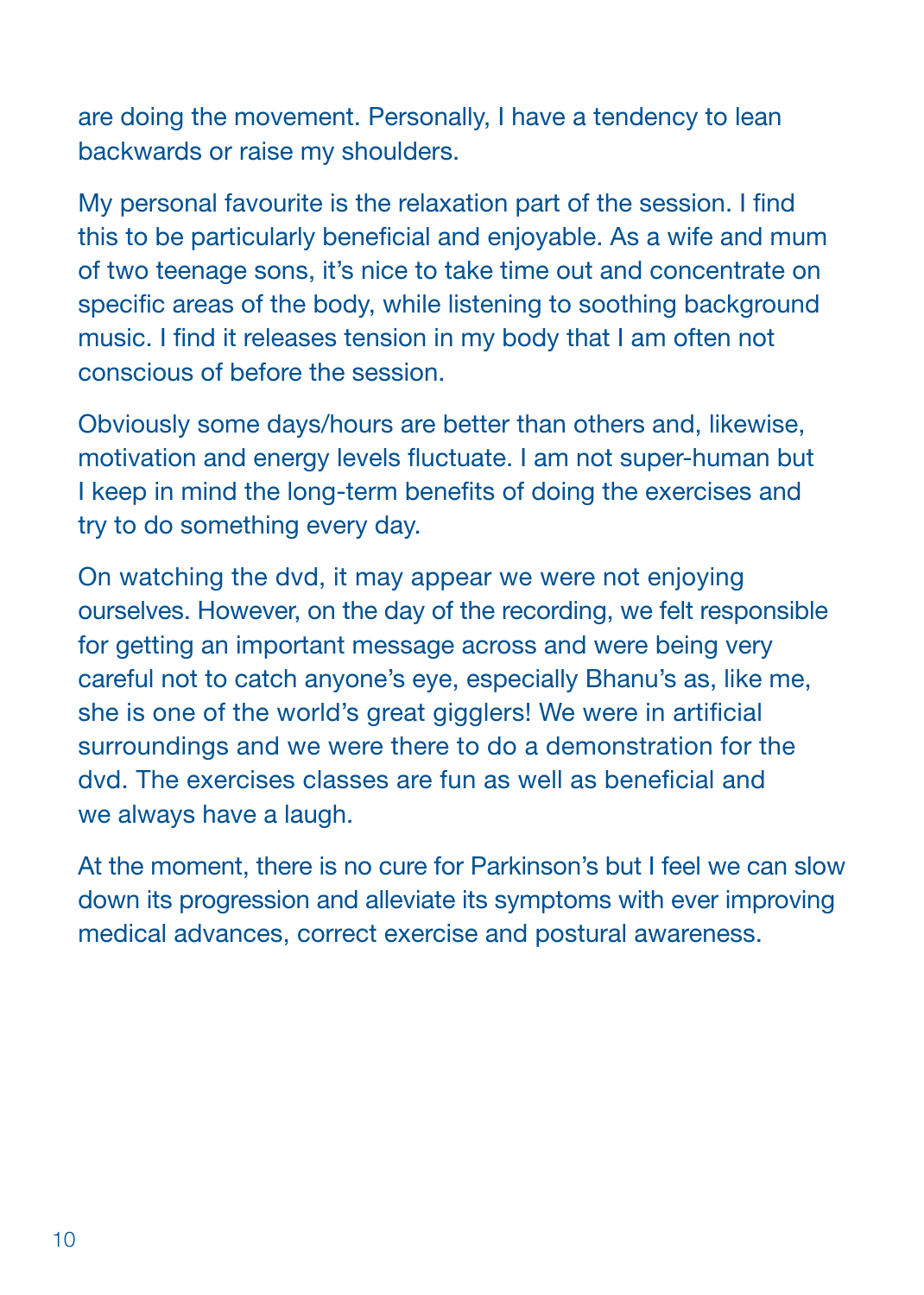are doing the movement. Personally, I have a tendency to lean backwards or raise my shoulders.

My personal favourite is the relaxation part of the session. I find this to be particularly beneficial and enjoyable. As a wife and mum of two teenage sons, it's nice to take time out and concentrate on specific areas of the body, while listening to soothing background music. I find it releases tension in my body that I am often not conscious of before the session.

Obviously some days/hours are better than others and, likewise, motivation and energy levels fluctuate. I am not super-human but I keep in mind the long-term benefits of doing the exercises and try to do something every day.

On watching the dvd, it may appear we were not enjoying ourselves. However, on the day of the recording, we felt responsible for getting an important message across and were being very careful not to catch anyone's eye, especially Bhanu's as, like me, she is one of the world's great gigglers! We were in artificial surroundings and we were there to do a demonstration for the dvd. The exercises classes are fun as well as beneficial and we always have a laugh.

At the moment, there is no cure for Parkinson's but I feel we can slow down its progression and alleviate its symptoms with ever improving medical advances, correct exercise and postural awareness.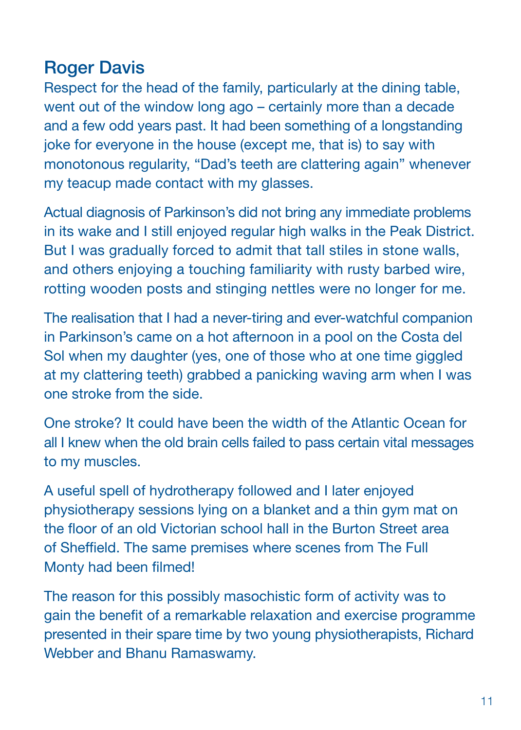## Roger Davis

Respect for the head of the family, particularly at the dining table, went out of the window long ago – certainly more than a decade and a few odd years past. It had been something of a longstanding joke for everyone in the house (except me, that is) to say with monotonous regularity, “Dad’s teeth are clattering again” whenever my teacup made contact with my glasses.

Actual diagnosis of Parkinson’s did not bring any immediate problems in its wake and I still enjoyed regular high walks in the Peak District. But I was gradually forced to admit that tall stiles in stone walls, and others enjoying a touching familiarity with rusty barbed wire, rotting wooden posts and stinging nettles were no longer for me.

The realisation that I had a never-tiring and ever-watchful companion in Parkinson’s came on a hot afternoon in a pool on the Costa del Sol when my daughter (yes, one of those who at one time giggled at my clattering teeth) grabbed a panicking waving arm when I was one stroke from the side.

One stroke? It could have been the width of the Atlantic Ocean for all I knew when the old brain cells failed to pass certain vital messages to my muscles.

A useful spell of hydrotherapy followed and I later enjoyed physiotherapy sessions lying on a blanket and a thin gym mat on the floor of an old Victorian school hall in the Burton Street area of Sheffield. The same premises where scenes from The Full Monty had been filmed!

The reason for this possibly masochistic form of activity was to gain the benefit of a remarkable relaxation and exercise programme presented in their spare time by two young physiotherapists, Richard Webber and Bhanu Ramaswamy.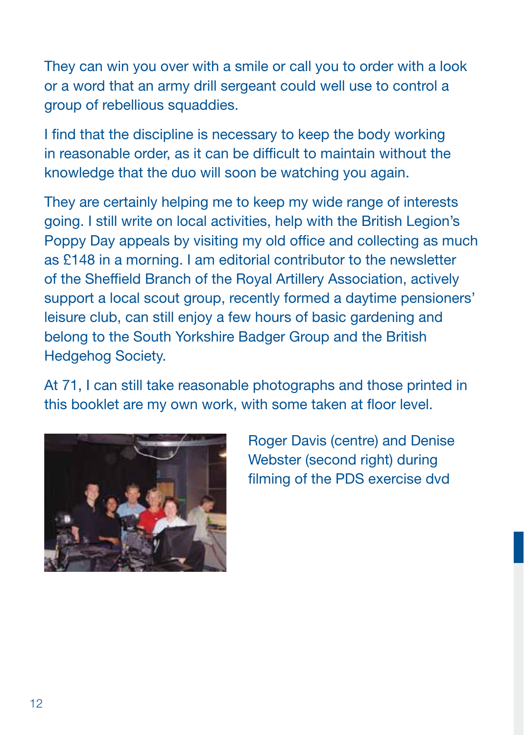They can win you over with a smile or call you to order with a look or a word that an army drill sergeant could well use to control a group of rebellious squaddies.

I find that the discipline is necessary to keep the body working in reasonable order, as it can be difficult to maintain without the knowledge that the duo will soon be watching you again.

They are certainly helping me to keep my wide range of interests going. I still write on local activities, help with the British Legion's Poppy Day appeals by visiting my old office and collecting as much as £148 in a morning. I am editorial contributor to the newsletter of the Sheffield Branch of the Royal Artillery Association, actively support a local scout group, recently formed a daytime pensioners' leisure club, can still enjoy a few hours of basic gardening and belong to the South Yorkshire Badger Group and the British Hedgehog Society.

At 71, I can still take reasonable photographs and those printed in this booklet are my own work, with some taken at floor level.

Roger Davis (centre) and Denise Webster (second right) during filming of the PDS exercise dvd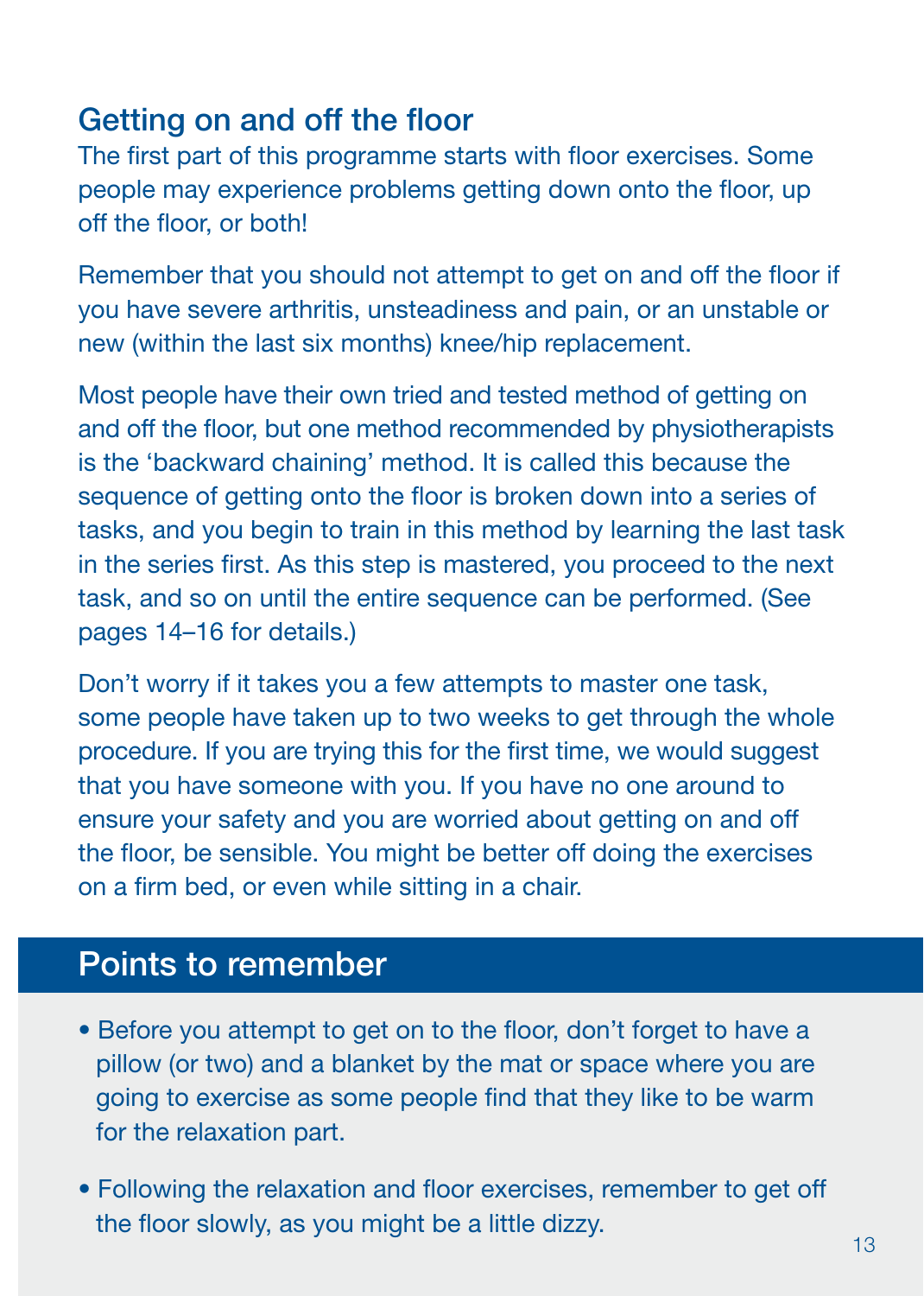## Getting on and off the floor

The first part of this programme starts with floor exercises. Some people may experience problems getting down onto the floor, up off the floor, or both!

Remember that you should not attempt to get on and off the floor if you have severe arthritis, unsteadiness and pain, or an unstable or new (within the last six months) knee/hip replacement.

Most people have their own tried and tested method of getting on and off the floor, but one method recommended by physiotherapists is the 'backward chaining' method. It is called this because the sequence of getting onto the floor is broken down into a series of tasks, and you begin to train in this method by learning the last task in the series first. As this step is mastered, you proceed to the next task, and so on until the entire sequence can be performed. (See pages 14–16 for details.)

Don't worry if it takes you a few attempts to master one task, some people have taken up to two weeks to get through the whole procedure. If you are trying this for the first time, we would suggest that you have someone with you. If you have no one around to ensure your safety and you are worried about getting on and off the floor, be sensible. You might be better off doing the exercises on a firm bed, or even while sitting in a chair.

## Points to remember

- Before you attempt to get on to the floor, don't forget to have a pillow (or two) and a blanket by the mat or space where you are going to exercise as some people find that they like to be warm for the relaxation part.
- Following the relaxation and floor exercises, remember to get off the floor slowly, as you might be a little dizzy.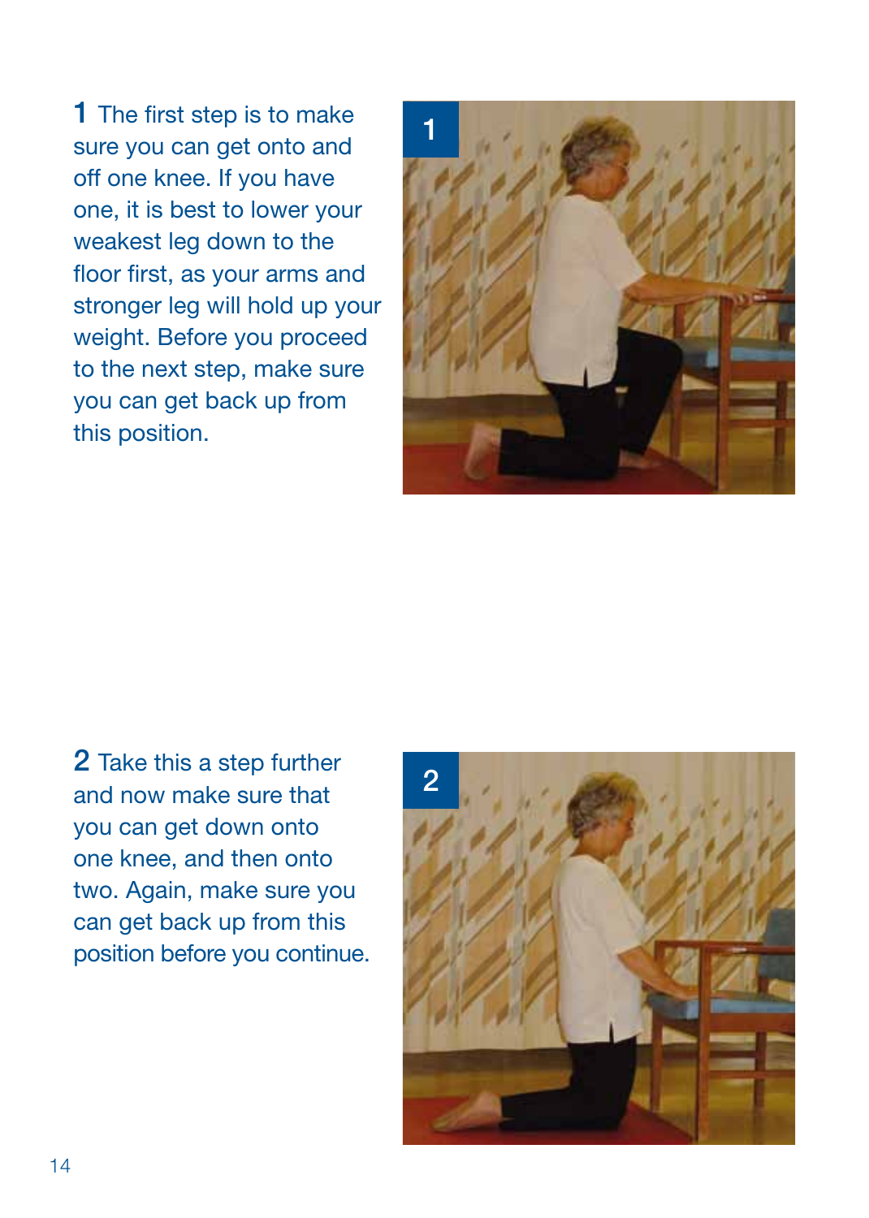**1** The first step is to make sure you can get onto and off one knee. If you have one, it is best to lower your weakest leg down to the floor first, as your arms and stronger leg will hold up your weight. Before you proceed to the next step, make sure you can get back up from this position.

**2** Take this a step further and now make sure that you can get down onto one knee, and then onto two. Again, make sure you can get back up from this position before you continue.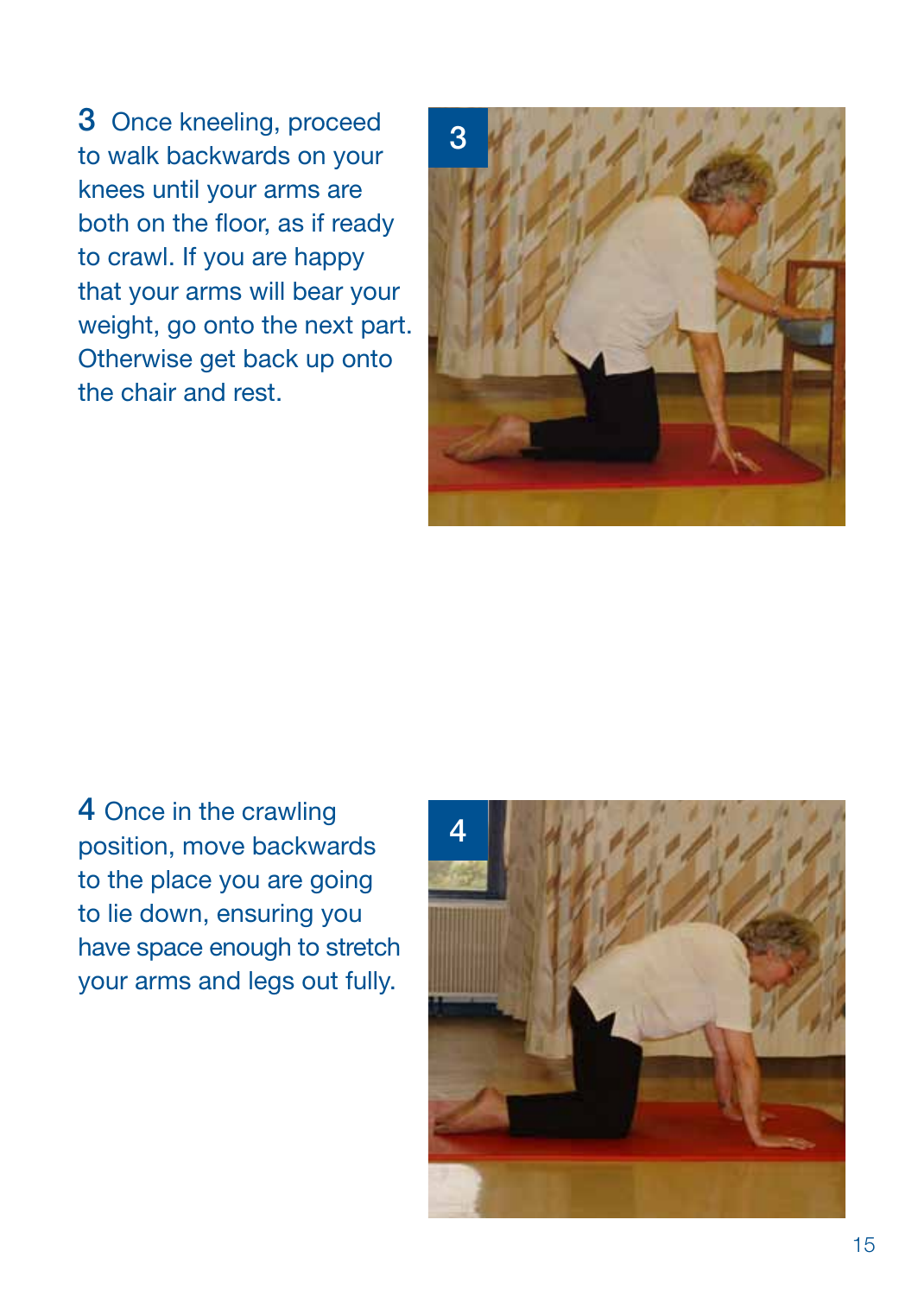3 Once kneeling, proceed to walk backwards on your knees until your arms are both on the floor, as if ready to crawl. If you are happy that your arms will bear your weight, go onto the next part. Otherwise get back up onto the chair and rest.

4 Once in the crawling position, move backwards to the place you are going to lie down, ensuring you have space enough to stretch your arms and legs out fully.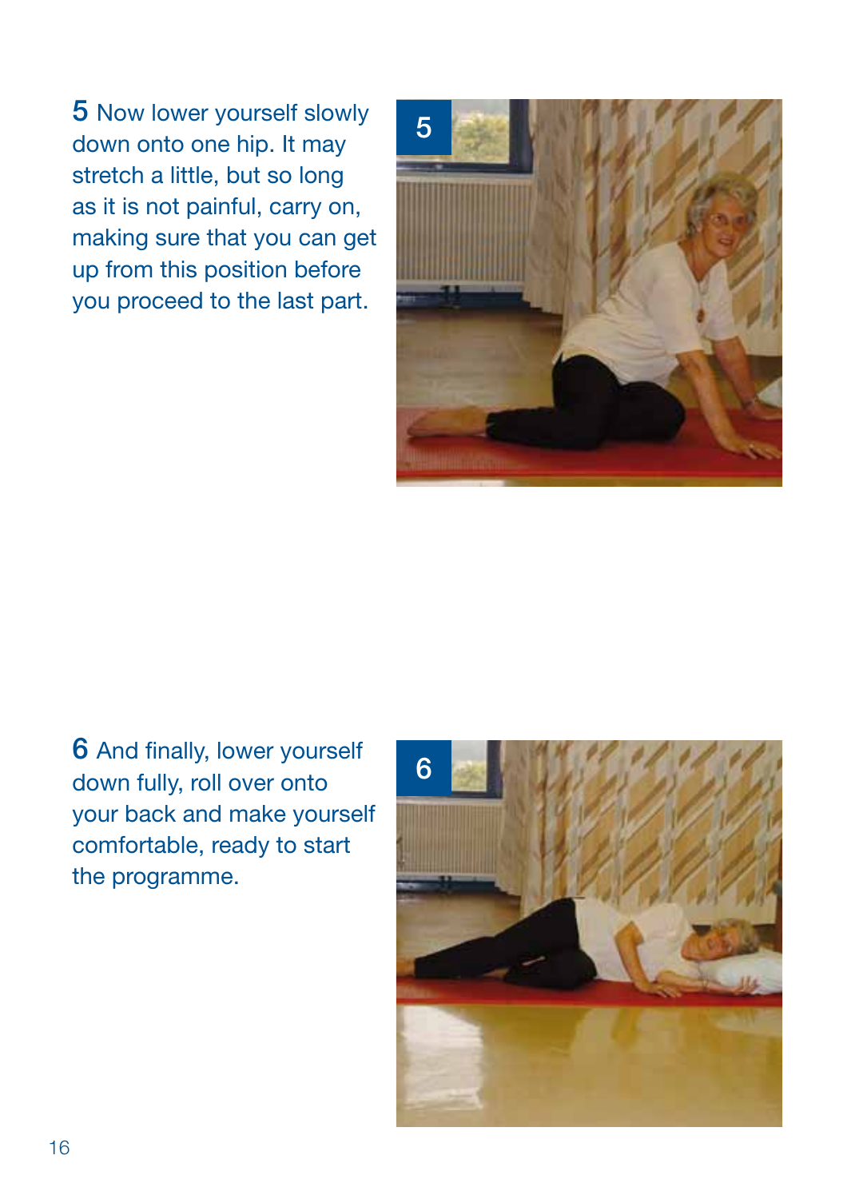**5** Now lower yourself slowly down onto one hip. It may stretch a little, but so long as it is not painful, carry on, making sure that you can get up from this position before you proceed to the last part.

**6** And finally, lower yourself down fully, roll over onto your back and make yourself comfortable, ready to start the programme.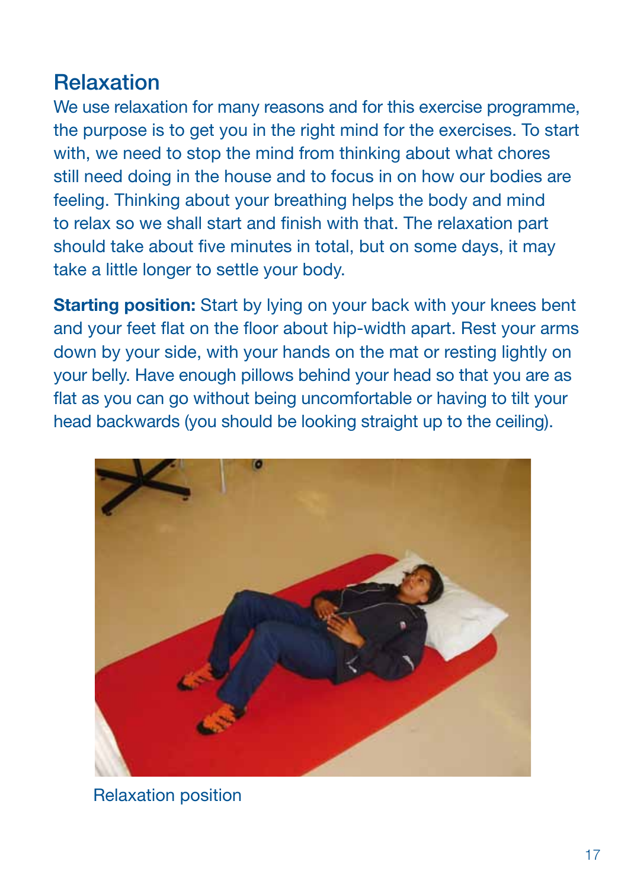## Relaxation

We use relaxation for many reasons and for this exercise programme, the purpose is to get you in the right mind for the exercises. To start with, we need to stop the mind from thinking about what chores still need doing in the house and to focus in on how our bodies are feeling. Thinking about your breathing helps the body and mind to relax so we shall start and finish with that. The relaxation part should take about five minutes in total, but on some days, it may take a little longer to settle your body.

**Starting position:** Start by lying on your back with your knees bent and your feet flat on the floor about hip-width apart. Rest your arms down by your side, with your hands on the mat or resting lightly on your belly. Have enough pillows behind your head so that you are as flat as you can go without being uncomfortable or having to tilt your head backwards (you should be looking straight up to the ceiling).

Relaxation position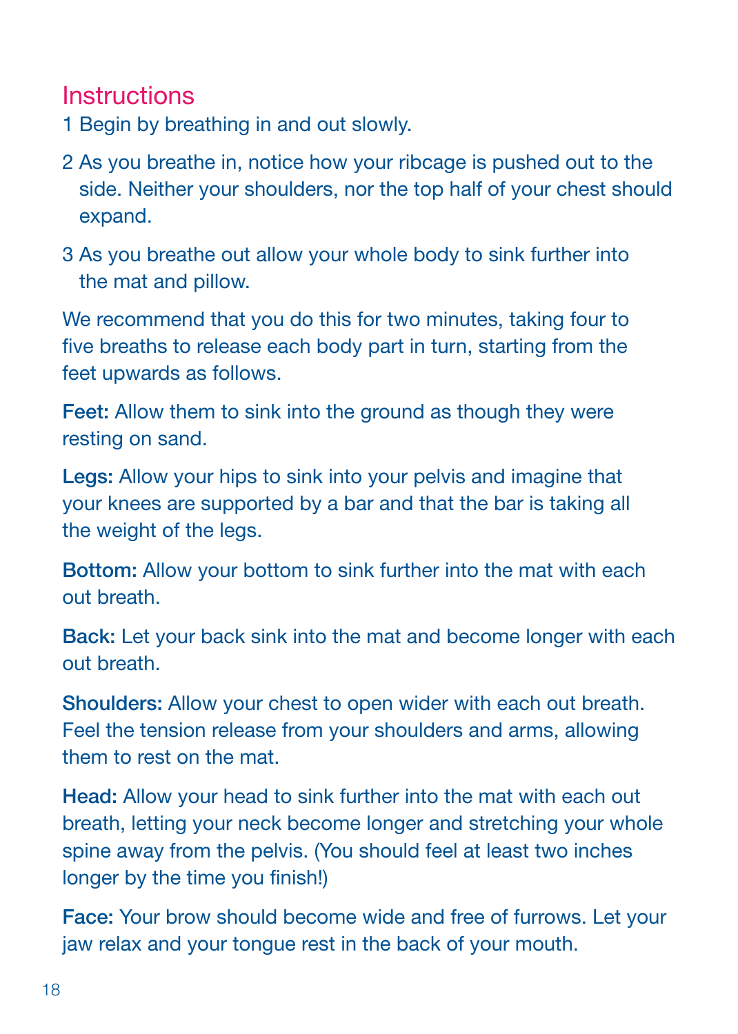## Instructions

1. Begin by breathing in and out slowly.
2. As you breathe in, notice how your ribcage is pushed out to the side. Neither your shoulders, nor the top half of your chest should expand.
3. As you breathe out allow your whole body to sink further into the mat and pillow.

We recommend that you do this for two minutes, taking four to five breaths to release each body part in turn, starting from the feet upwards as follows.

**Feet:** Allow them to sink into the ground as though they were resting on sand.

**Legs:** Allow your hips to sink into your pelvis and imagine that your knees are supported by a bar and that the bar is taking all the weight of the legs.

**Bottom:** Allow your bottom to sink further into the mat with each out breath.

**Back:** Let your back sink into the mat and become longer with each out breath.

**Shoulders:** Allow your chest to open wider with each out breath. Feel the tension release from your shoulders and arms, allowing them to rest on the mat.

**Head:** Allow your head to sink further into the mat with each out breath, letting your neck become longer and stretching your whole spine away from the pelvis. (You should feel at least two inches longer by the time you finish!)

**Face:** Your brow should become wide and free of furrows. Let your jaw relax and your tongue rest in the back of your mouth.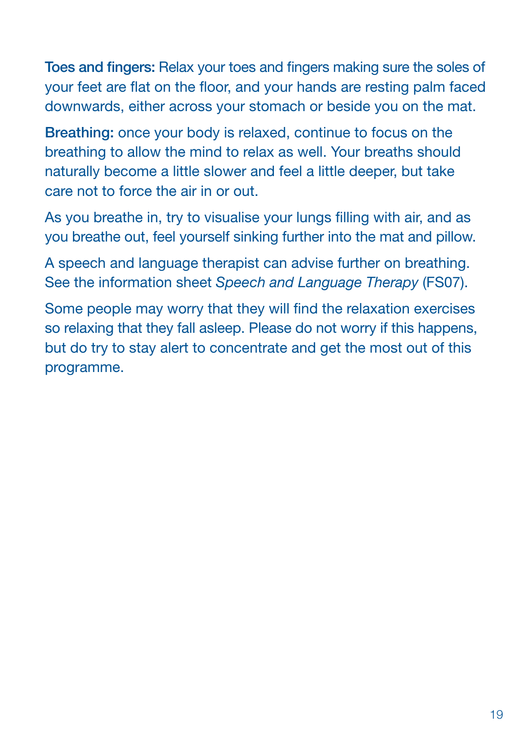**Toes and fingers:** Relax your toes and fingers making sure the soles of your feet are flat on the floor, and your hands are resting palm faced downwards, either across your stomach or beside you on the mat.

**Breathing:** once your body is relaxed, continue to focus on the breathing to allow the mind to relax as well. Your breaths should naturally become a little slower and feel a little deeper, but take care not to force the air in or out.

As you breathe in, try to visualise your lungs filling with air, and as you breathe out, feel yourself sinking further into the mat and pillow.

A speech and language therapist can advise further on breathing. See the information sheet *Speech and Language Therapy* (FS07).

Some people may worry that they will find the relaxation exercises so relaxing that they fall asleep. Please do not worry if this happens, but do try to stay alert to concentrate and get the most out of this programme.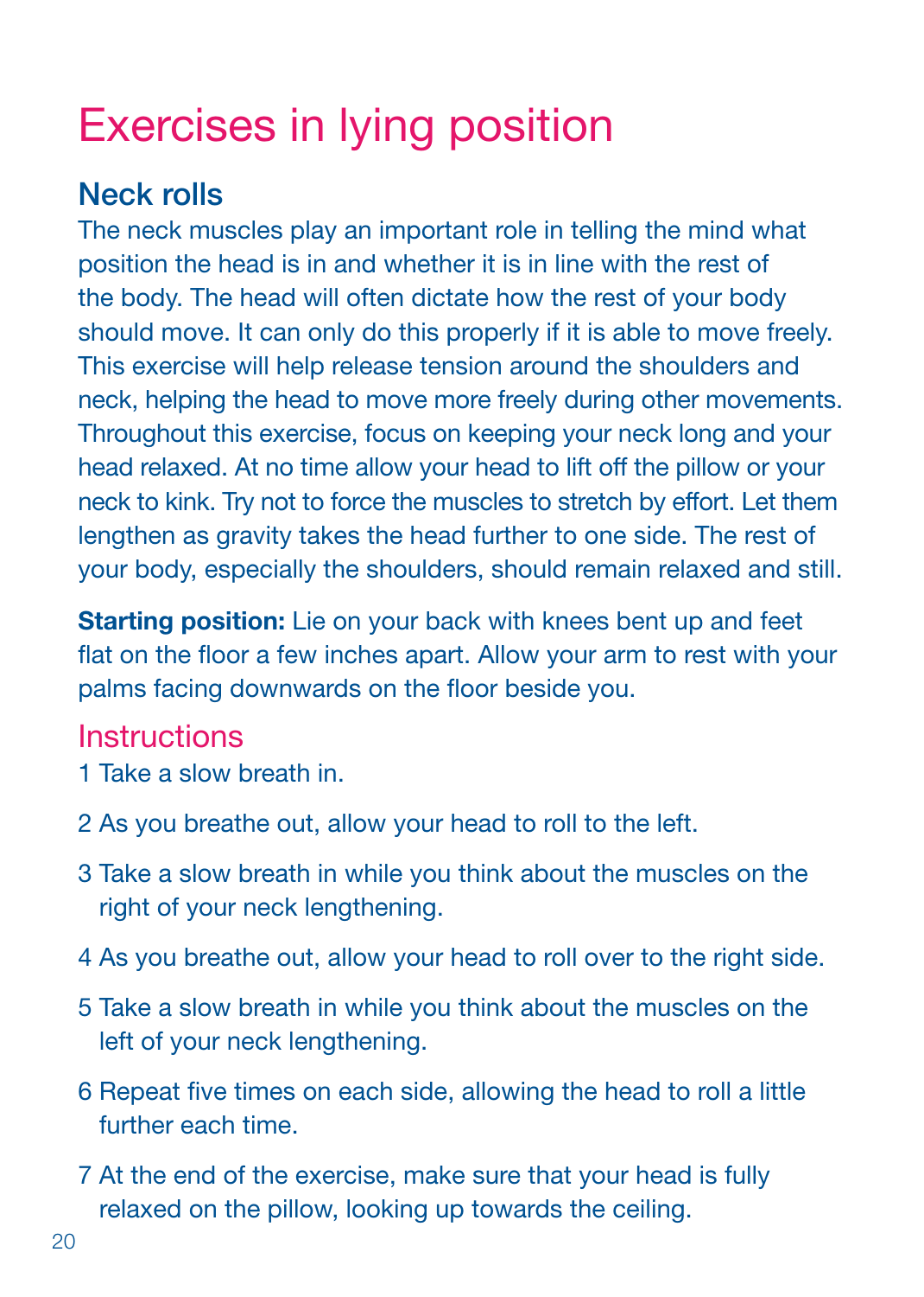# Exercises in lying position

## Neck rolls

The neck muscles play an important role in telling the mind what position the head is in and whether it is in line with the rest of the body. The head will often dictate how the rest of your body should move. It can only do this properly if it is able to move freely. This exercise will help release tension around the shoulders and neck, helping the head to move more freely during other movements. Throughout this exercise, focus on keeping your neck long and your head relaxed. At no time allow your head to lift off the pillow or your neck to kink. Try not to force the muscles to stretch by effort. Let them lengthen as gravity takes the head further to one side. The rest of your body, especially the shoulders, should remain relaxed and still.

**Starting position:** Lie on your back with knees bent up and feet flat on the floor a few inches apart. Allow your arm to rest with your palms facing downwards on the floor beside you.

### Instructions

1 Take a slow breath in.

2 As you breathe out, allow your head to roll to the left.

3 Take a slow breath in while you think about the muscles on the right of your neck lengthening.

4 As you breathe out, allow your head to roll over to the right side.

5 Take a slow breath in while you think about the muscles on the left of your neck lengthening.

6 Repeat five times on each side, allowing the head to roll a little further each time.

7 At the end of the exercise, make sure that your head is fully relaxed on the pillow, looking up towards the ceiling.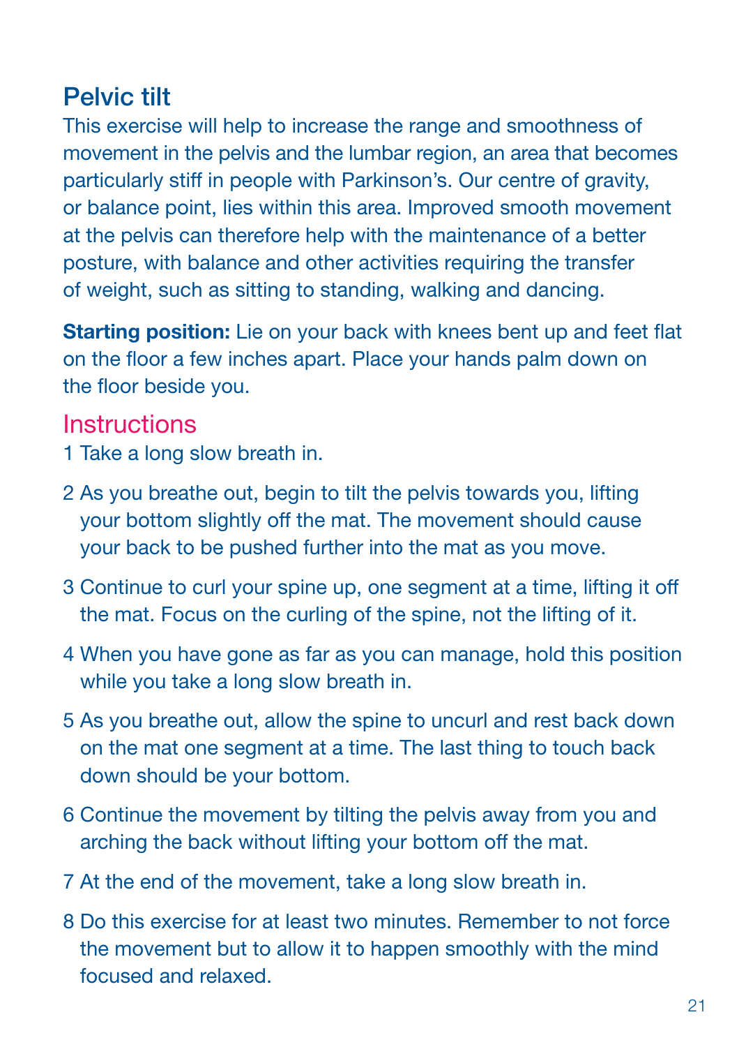## Pelvic tilt

This exercise will help to increase the range and smoothness of movement in the pelvis and the lumbar region, an area that becomes particularly stiff in people with Parkinson's. Our centre of gravity, or balance point, lies within this area. Improved smooth movement at the pelvis can therefore help with the maintenance of a better posture, with balance and other activities requiring the transfer of weight, such as sitting to standing, walking and dancing.

**Starting position:** Lie on your back with knees bent up and feet flat on the floor a few inches apart. Place your hands palm down on the floor beside you.

### Instructions

1. Take a long slow breath in.
2. As you breathe out, begin to tilt the pelvis towards you, lifting your bottom slightly off the mat. The movement should cause your back to be pushed further into the mat as you move.
3. Continue to curl your spine up, one segment at a time, lifting it off the mat. Focus on the curling of the spine, not the lifting of it.
4. When you have gone as far as you can manage, hold this position while you take a long slow breath in.
5. As you breathe out, allow the spine to uncurl and rest back down on the mat one segment at a time. The last thing to touch back down should be your bottom.
6. Continue the movement by tilting the pelvis away from you and arching the back without lifting your bottom off the mat.
7. At the end of the movement, take a long slow breath in.
8. Do this exercise for at least two minutes. Remember to not force the movement but to allow it to happen smoothly with the mind focused and relaxed.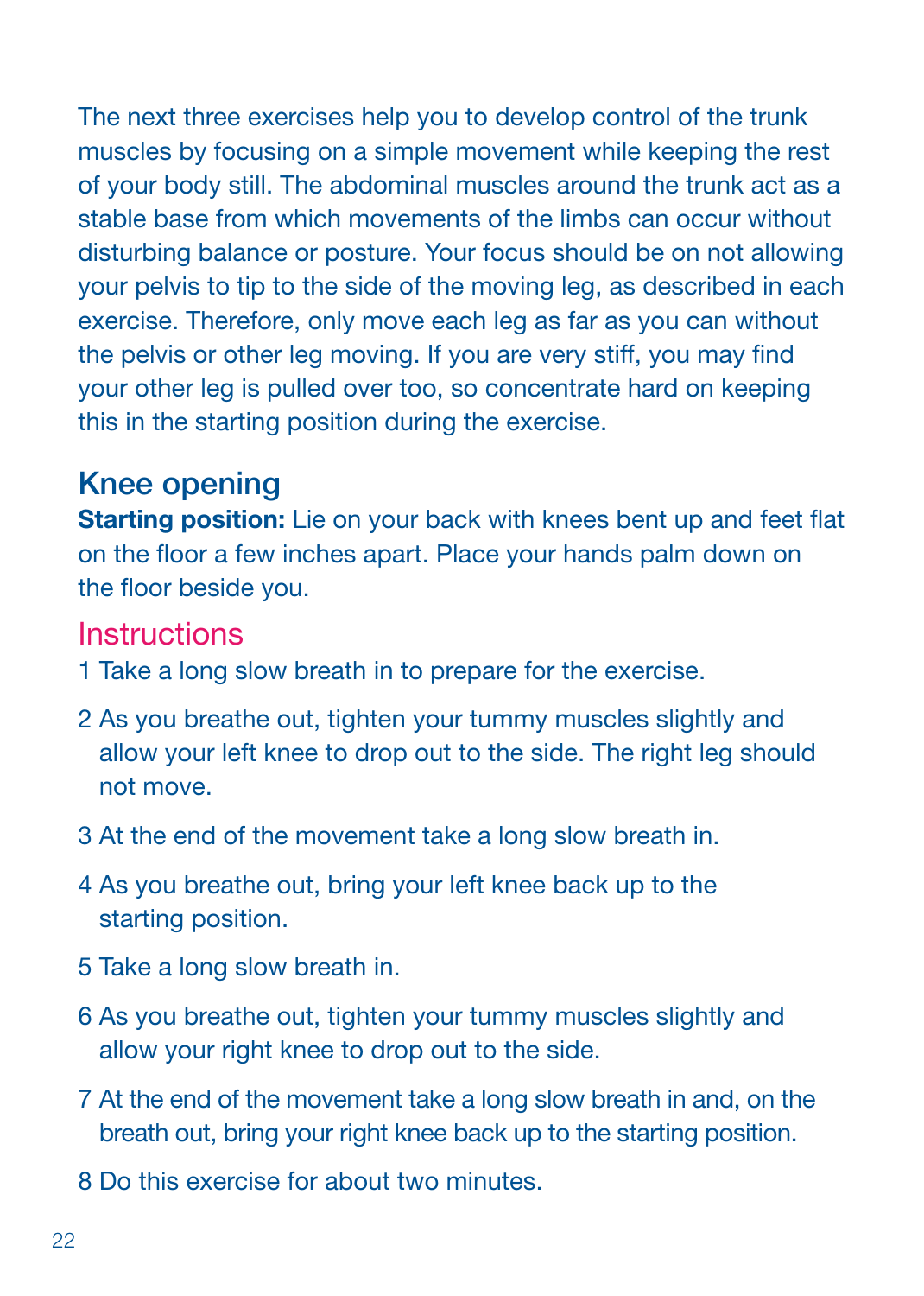The next three exercises help you to develop control of the trunk muscles by focusing on a simple movement while keeping the rest of your body still. The abdominal muscles around the trunk act as a stable base from which movements of the limbs can occur without disturbing balance or posture. Your focus should be on not allowing your pelvis to tip to the side of the moving leg, as described in each exercise. Therefore, only move each leg as far as you can without the pelvis or other leg moving. If you are very stiff, you may find your other leg is pulled over too, so concentrate hard on keeping this in the starting position during the exercise.

## Knee opening

**Starting position:** Lie on your back with knees bent up and feet flat on the floor a few inches apart. Place your hands palm down on the floor beside you.

### Instructions

1. Take a long slow breath in to prepare for the exercise.
2. As you breathe out, tighten your tummy muscles slightly and allow your left knee to drop out to the side. The right leg should not move.
3. At the end of the movement take a long slow breath in.
4. As you breathe out, bring your left knee back up to the starting position.
5. Take a long slow breath in.
6. As you breathe out, tighten your tummy muscles slightly and allow your right knee to drop out to the side.
7. At the end of the movement take a long slow breath in and, on the breath out, bring your right knee back up to the starting position.
8. Do this exercise for about two minutes.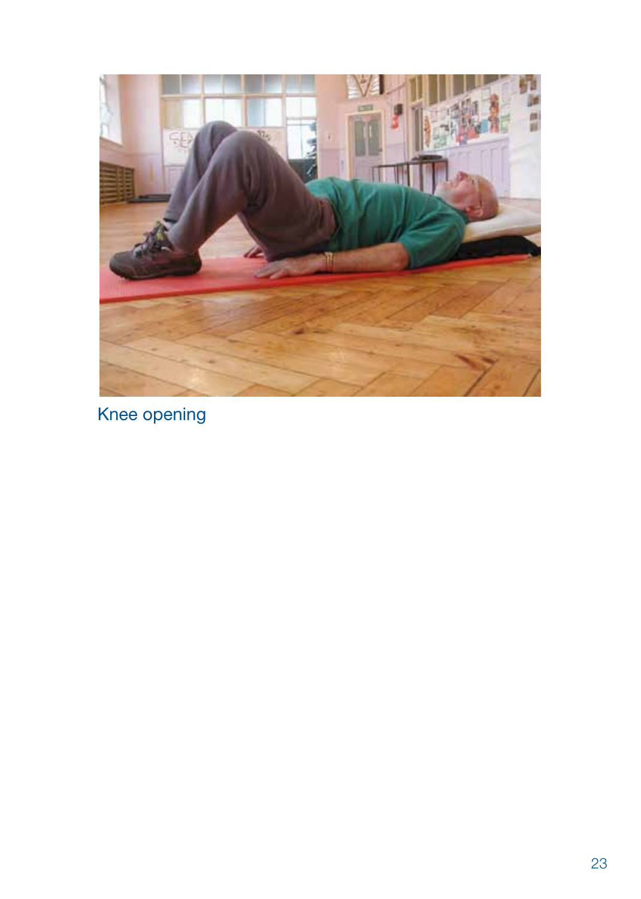Knee opening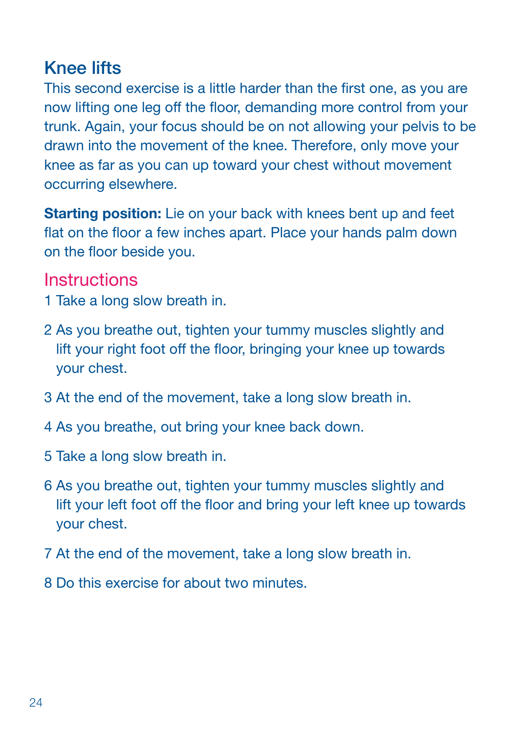## Knee lifts

This second exercise is a little harder than the first one, as you are now lifting one leg off the floor, demanding more control from your trunk. Again, your focus should be on not allowing your pelvis to be drawn into the movement of the knee. Therefore, only move your knee as far as you can up toward your chest without movement occurring elsewhere.

**Starting position:** Lie on your back with knees bent up and feet flat on the floor a few inches apart. Place your hands palm down on the floor beside you.

### Instructions

1 Take a long slow breath in.

2 As you breathe out, tighten your tummy muscles slightly and lift your right foot off the floor, bringing your knee up towards your chest.

3 At the end of the movement, take a long slow breath in.

4 As you breathe, out bring your knee back down.

5 Take a long slow breath in.

6 As you breathe out, tighten your tummy muscles slightly and lift your left foot off the floor and bring your left knee up towards your chest.

7 At the end of the movement, take a long slow breath in.

8 Do this exercise for about two minutes.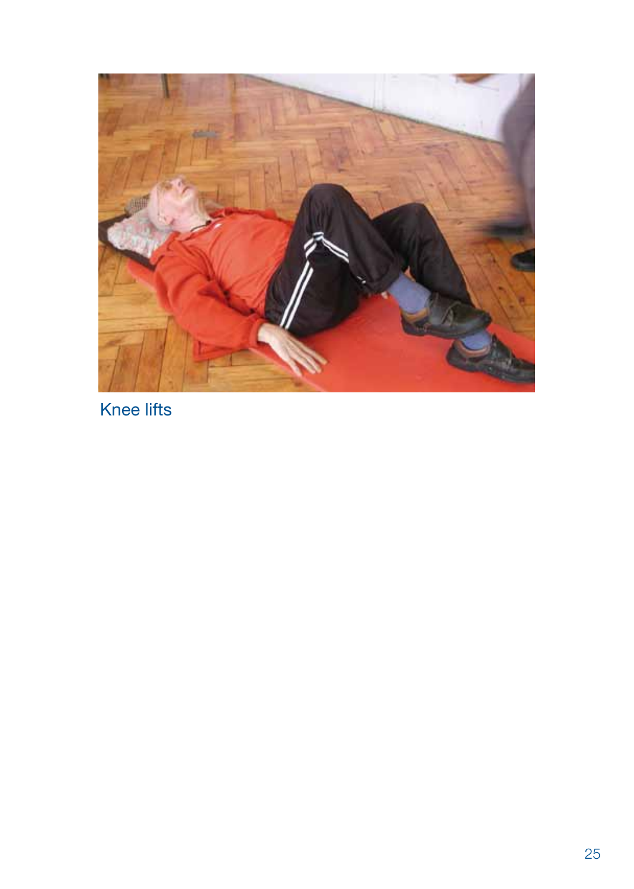Knee lifts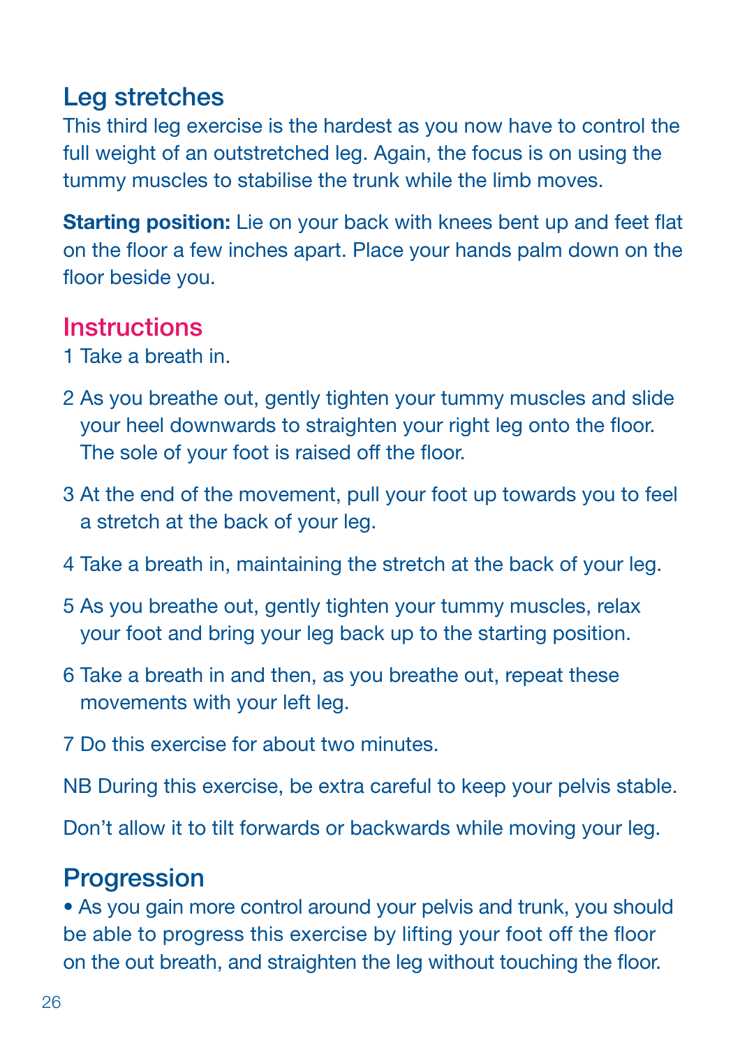## Leg stretches

This third leg exercise is the hardest as you now have to control the full weight of an outstretched leg. Again, the focus is on using the tummy muscles to stabilise the trunk while the limb moves.

**Starting position:** Lie on your back with knees bent up and feet flat on the floor a few inches apart. Place your hands palm down on the floor beside you.

## Instructions

1 Take a breath in.

2 As you breathe out, gently tighten your tummy muscles and slide your heel downwards to straighten your right leg onto the floor. The sole of your foot is raised off the floor.

3 At the end of the movement, pull your foot up towards you to feel a stretch at the back of your leg.

4 Take a breath in, maintaining the stretch at the back of your leg.

5 As you breathe out, gently tighten your tummy muscles, relax your foot and bring your leg back up to the starting position.

6 Take a breath in and then, as you breathe out, repeat these movements with your left leg.

7 Do this exercise for about two minutes.

NB During this exercise, be extra careful to keep your pelvis stable.

Don't allow it to tilt forwards or backwards while moving your leg.

## Progression

- As you gain more control around your pelvis and trunk, you should be able to progress this exercise by lifting your foot off the floor on the out breath, and straighten the leg without touching the floor.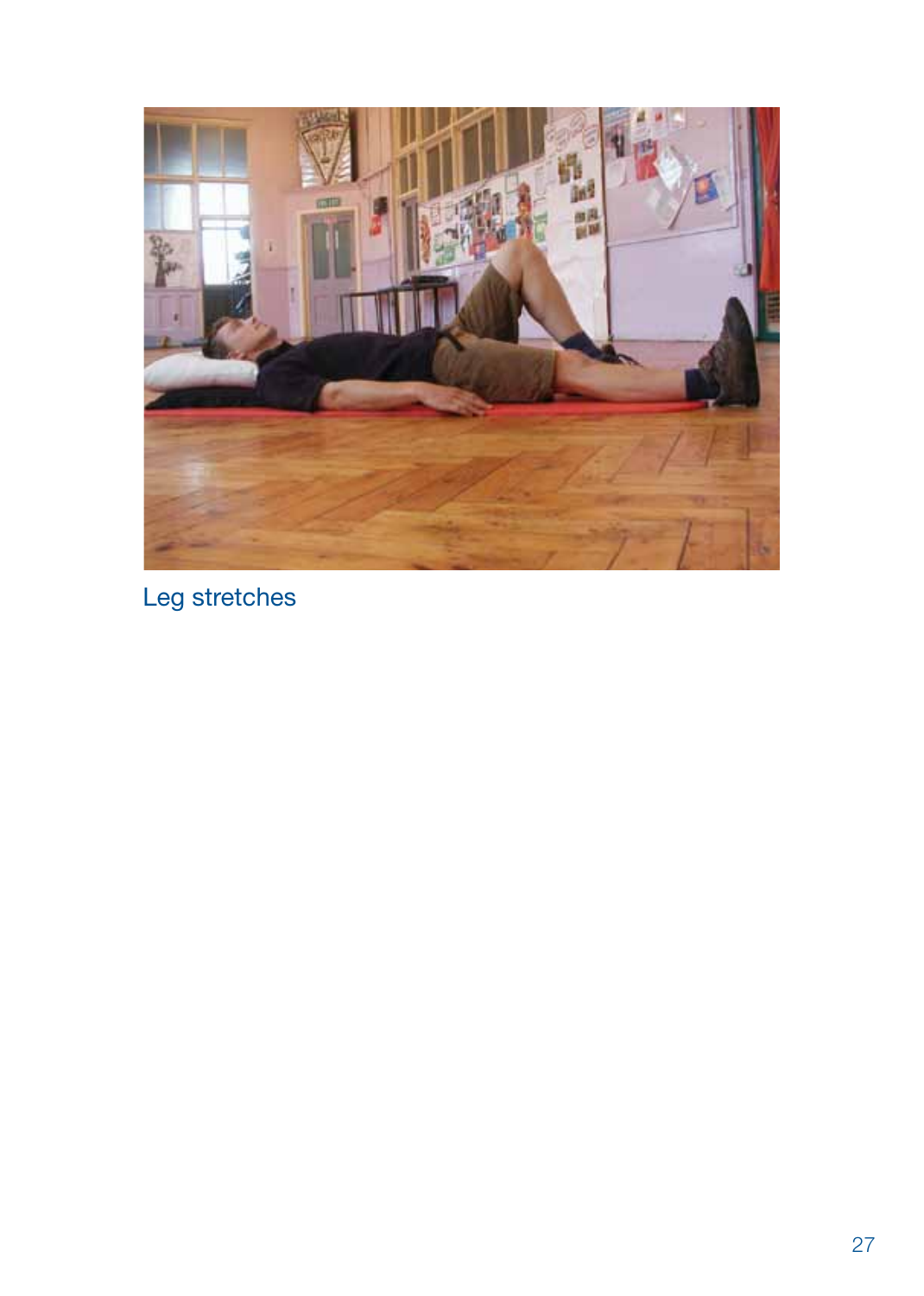Leg stretches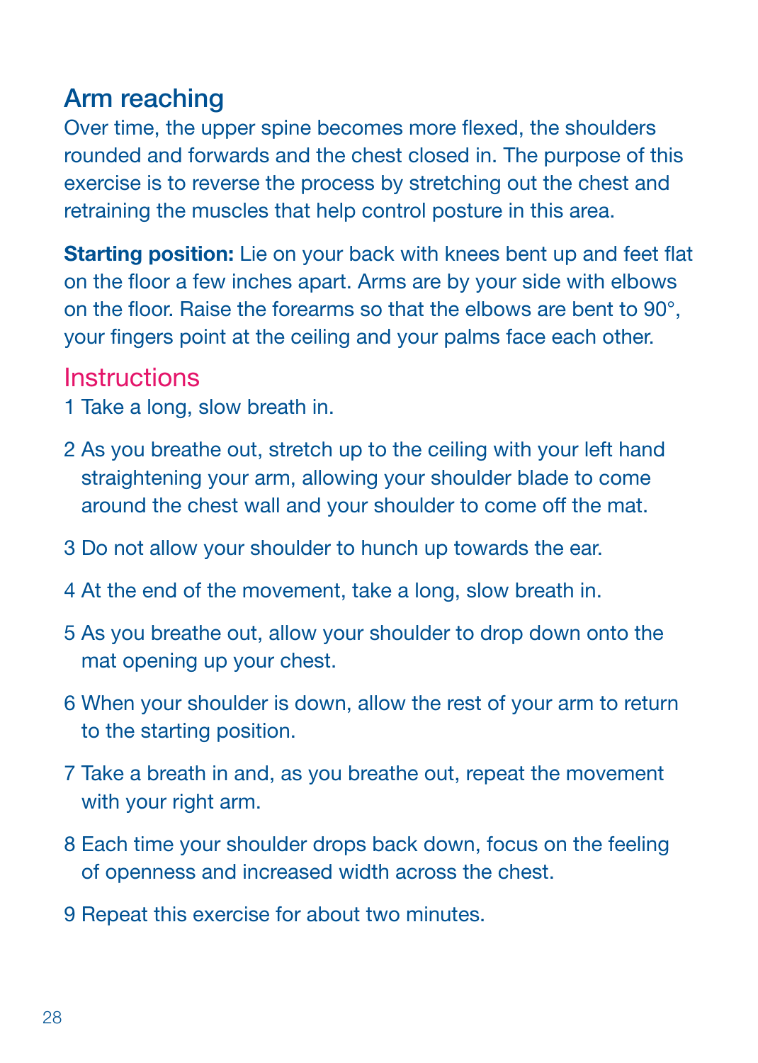## Arm reaching

Over time, the upper spine becomes more flexed, the shoulders rounded and forwards and the chest closed in. The purpose of this exercise is to reverse the process by stretching out the chest and retraining the muscles that help control posture in this area.

**Starting position:** Lie on your back with knees bent up and feet flat on the floor a few inches apart. Arms are by your side with elbows on the floor. Raise the forearms so that the elbows are bent to 90°, your fingers point at the ceiling and your palms face each other.

### Instructions

1 Take a long, slow breath in.

2 As you breathe out, stretch up to the ceiling with your left hand straightening your arm, allowing your shoulder blade to come around the chest wall and your shoulder to come off the mat.

3 Do not allow your shoulder to hunch up towards the ear.

4 At the end of the movement, take a long, slow breath in.

5 As you breathe out, allow your shoulder to drop down onto the mat opening up your chest.

6 When your shoulder is down, allow the rest of your arm to return to the starting position.

7 Take a breath in and, as you breathe out, repeat the movement with your right arm.

8 Each time your shoulder drops back down, focus on the feeling of openness and increased width across the chest.

9 Repeat this exercise for about two minutes.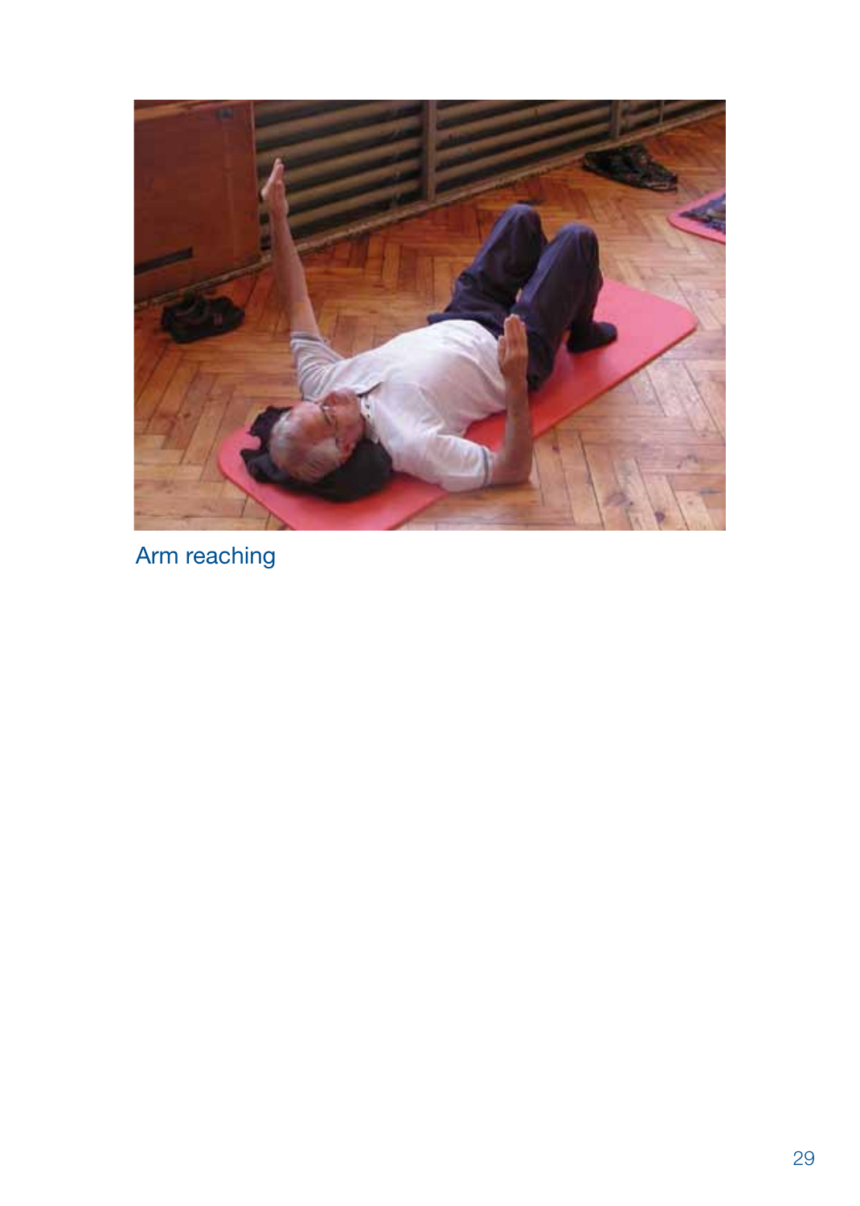Arm reaching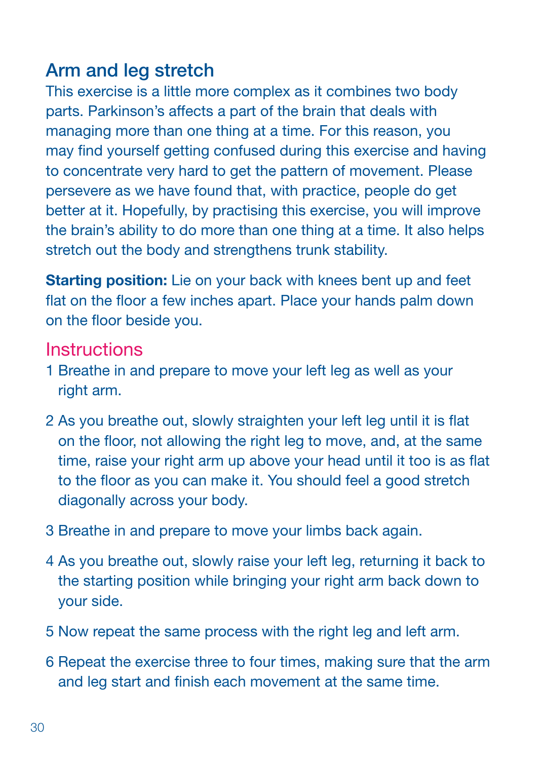## Arm and leg stretch

This exercise is a little more complex as it combines two body parts. Parkinson's affects a part of the brain that deals with managing more than one thing at a time. For this reason, you may find yourself getting confused during this exercise and having to concentrate very hard to get the pattern of movement. Please persevere as we have found that, with practice, people do get better at it. Hopefully, by practising this exercise, you will improve the brain's ability to do more than one thing at a time. It also helps stretch out the body and strengthens trunk stability.

**Starting position:** Lie on your back with knees bent up and feet flat on the floor a few inches apart. Place your hands palm down on the floor beside you.

### Instructions

1. Breathe in and prepare to move your left leg as well as your right arm.
2. As you breathe out, slowly straighten your left leg until it is flat on the floor, not allowing the right leg to move, and, at the same time, raise your right arm up above your head until it too is as flat to the floor as you can make it. You should feel a good stretch diagonally across your body.
3. Breathe in and prepare to move your limbs back again.
4. As you breathe out, slowly raise your left leg, returning it back to the starting position while bringing your right arm back down to your side.
5. Now repeat the same process with the right leg and left arm.
6. Repeat the exercise three to four times, making sure that the arm and leg start and finish each movement at the same time.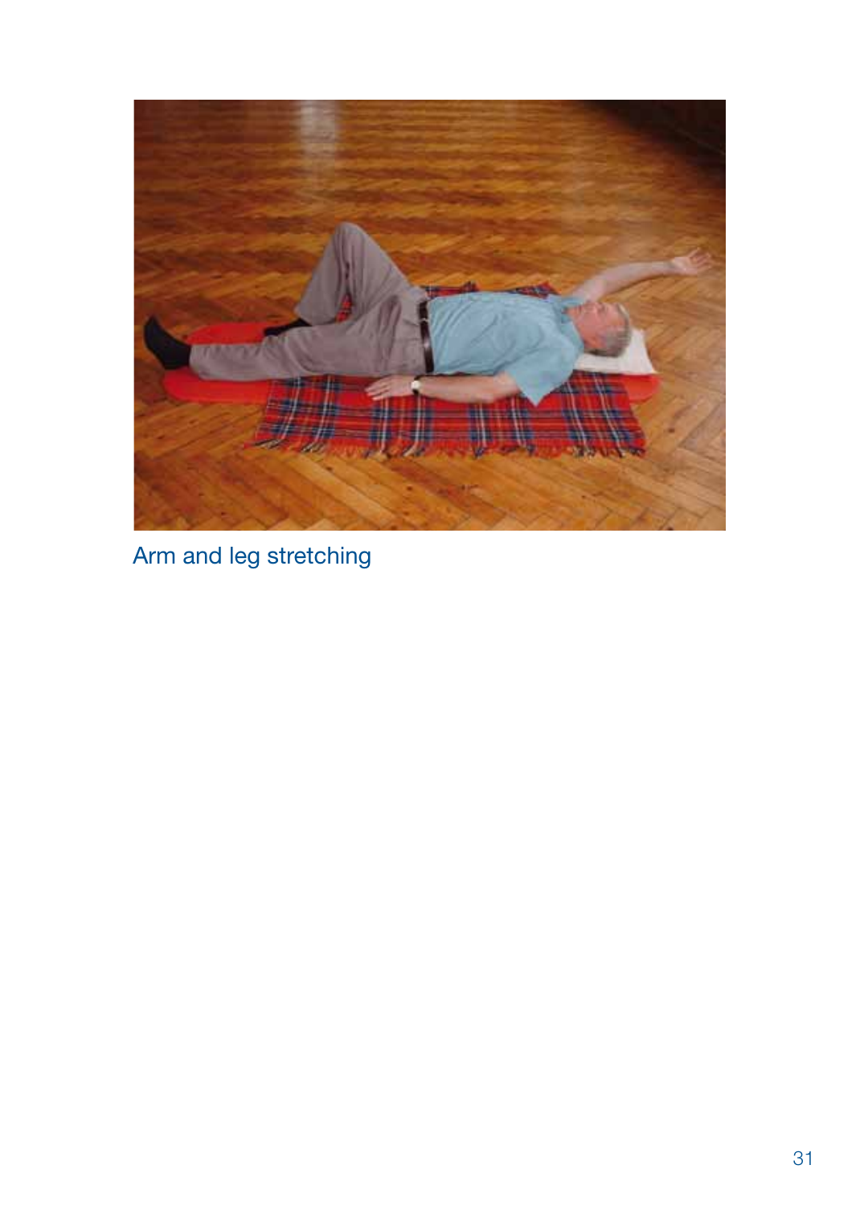Arm and leg stretching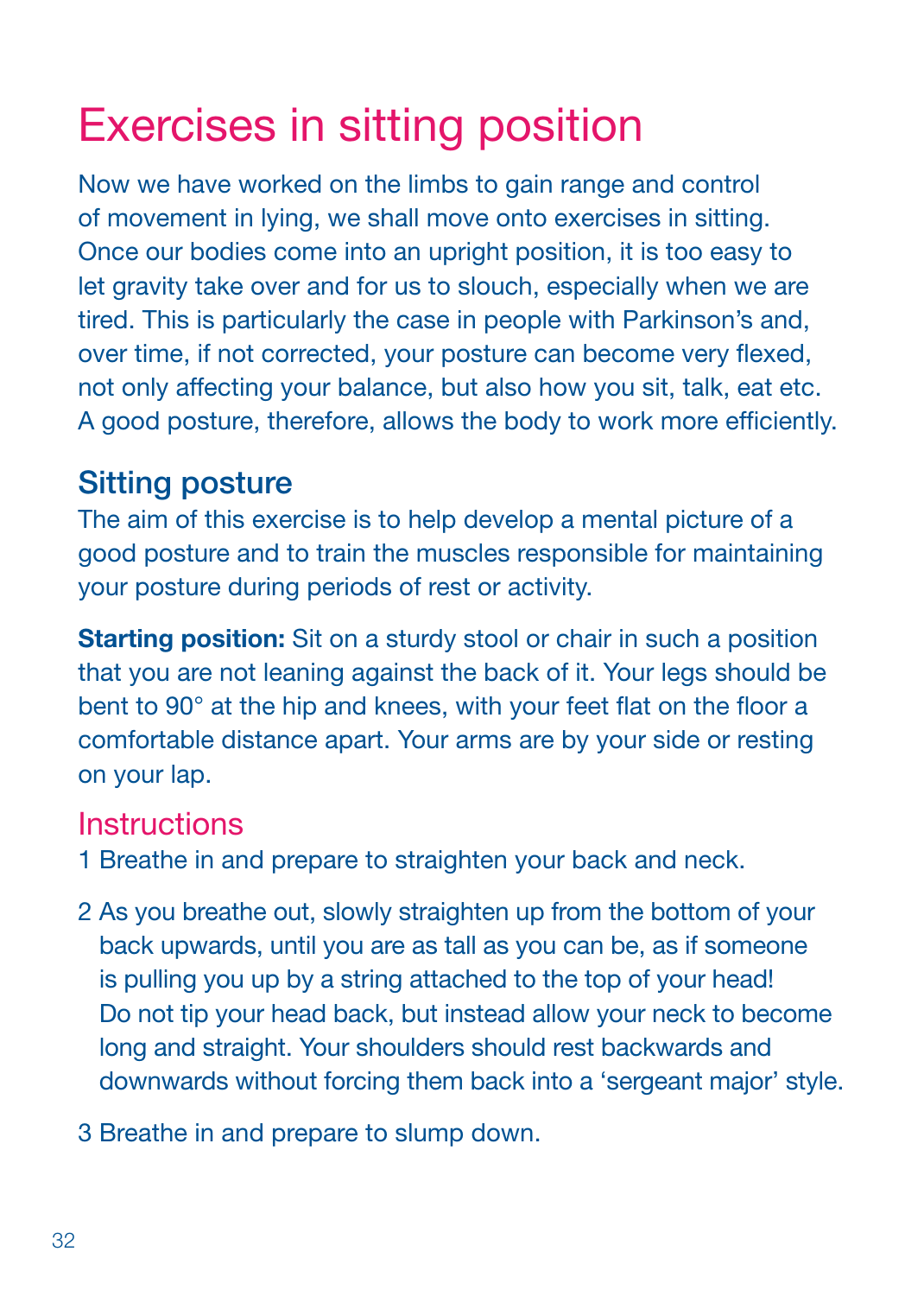# Exercises in sitting position

Now we have worked on the limbs to gain range and control of movement in lying, we shall move onto exercises in sitting. Once our bodies come into an upright position, it is too easy to let gravity take over and for us to slouch, especially when we are tired. This is particularly the case in people with Parkinson's and, over time, if not corrected, your posture can become very flexed, not only affecting your balance, but also how you sit, talk, eat etc. A good posture, therefore, allows the body to work more efficiently.

## Sitting posture

The aim of this exercise is to help develop a mental picture of a good posture and to train the muscles responsible for maintaining your posture during periods of rest or activity.

**Starting position:** Sit on a sturdy stool or chair in such a position that you are not leaning against the back of it. Your legs should be bent to 90° at the hip and knees, with your feet flat on the floor a comfortable distance apart. Your arms are by your side or resting on your lap.

### Instructions

1 Breathe in and prepare to straighten your back and neck.

2 As you breathe out, slowly straighten up from the bottom of your back upwards, until you are as tall as you can be, as if someone is pulling you up by a string attached to the top of your head! Do not tip your head back, but instead allow your neck to become long and straight. Your shoulders should rest backwards and downwards without forcing them back into a 'sergeant major' style.

3 Breathe in and prepare to slump down.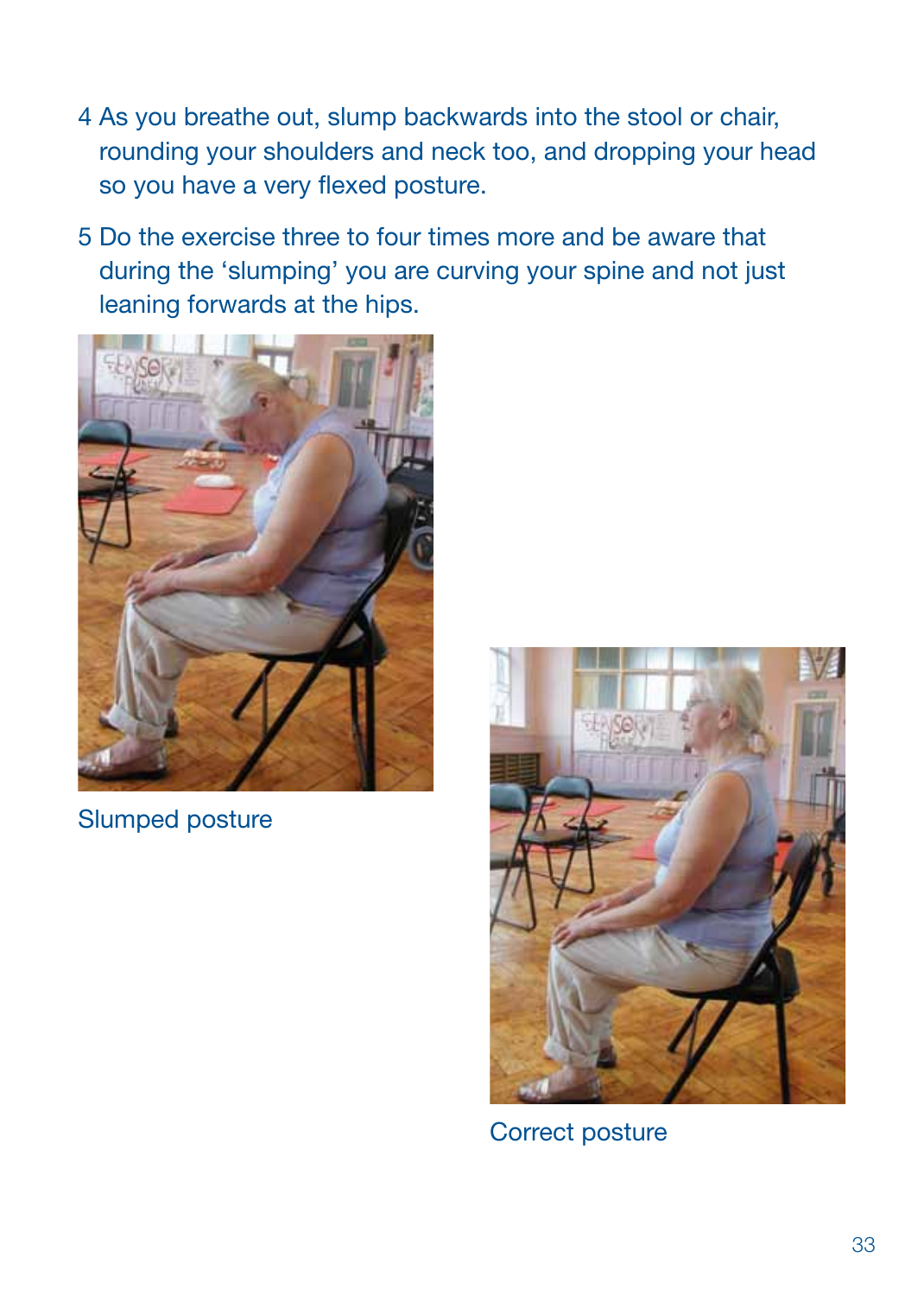4. As you breathe out, slump backwards into the stool or chair, rounding your shoulders and neck too, and dropping your head so you have a very flexed posture.
5. Do the exercise three to four times more and be aware that during the 'slumping' you are curving your spine and not just leaning forwards at the hips.

Slumped posture

Correct posture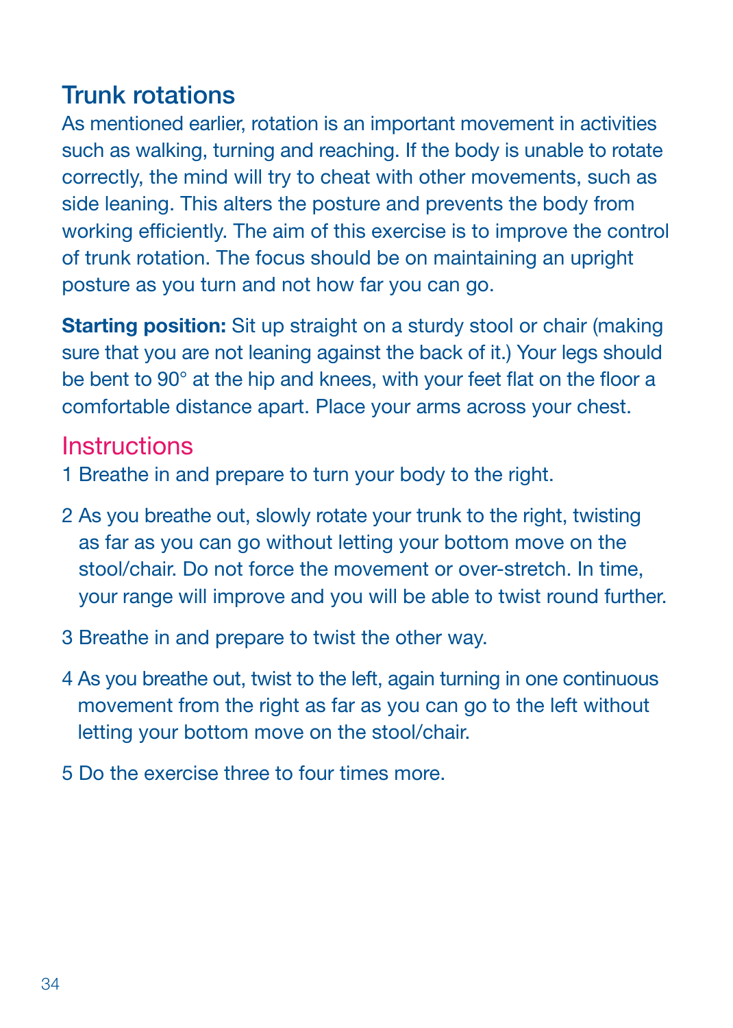## Trunk rotations

As mentioned earlier, rotation is an important movement in activities such as walking, turning and reaching. If the body is unable to rotate correctly, the mind will try to cheat with other movements, such as side leaning. This alters the posture and prevents the body from working efficiently. The aim of this exercise is to improve the control of trunk rotation. The focus should be on maintaining an upright posture as you turn and not how far you can go.

**Starting position:** Sit up straight on a sturdy stool or chair (making sure that you are not leaning against the back of it.) Your legs should be bent to 90° at the hip and knees, with your feet flat on the floor a comfortable distance apart. Place your arms across your chest.

### Instructions

1. Breathe in and prepare to turn your body to the right.
2. As you breathe out, slowly rotate your trunk to the right, twisting as far as you can go without letting your bottom move on the stool/chair. Do not force the movement or over-stretch. In time, your range will improve and you will be able to twist round further.
3. Breathe in and prepare to twist the other way.
4. As you breathe out, twist to the left, again turning in one continuous movement from the right as far as you can go to the left without letting your bottom move on the stool/chair.
5. Do the exercise three to four times more.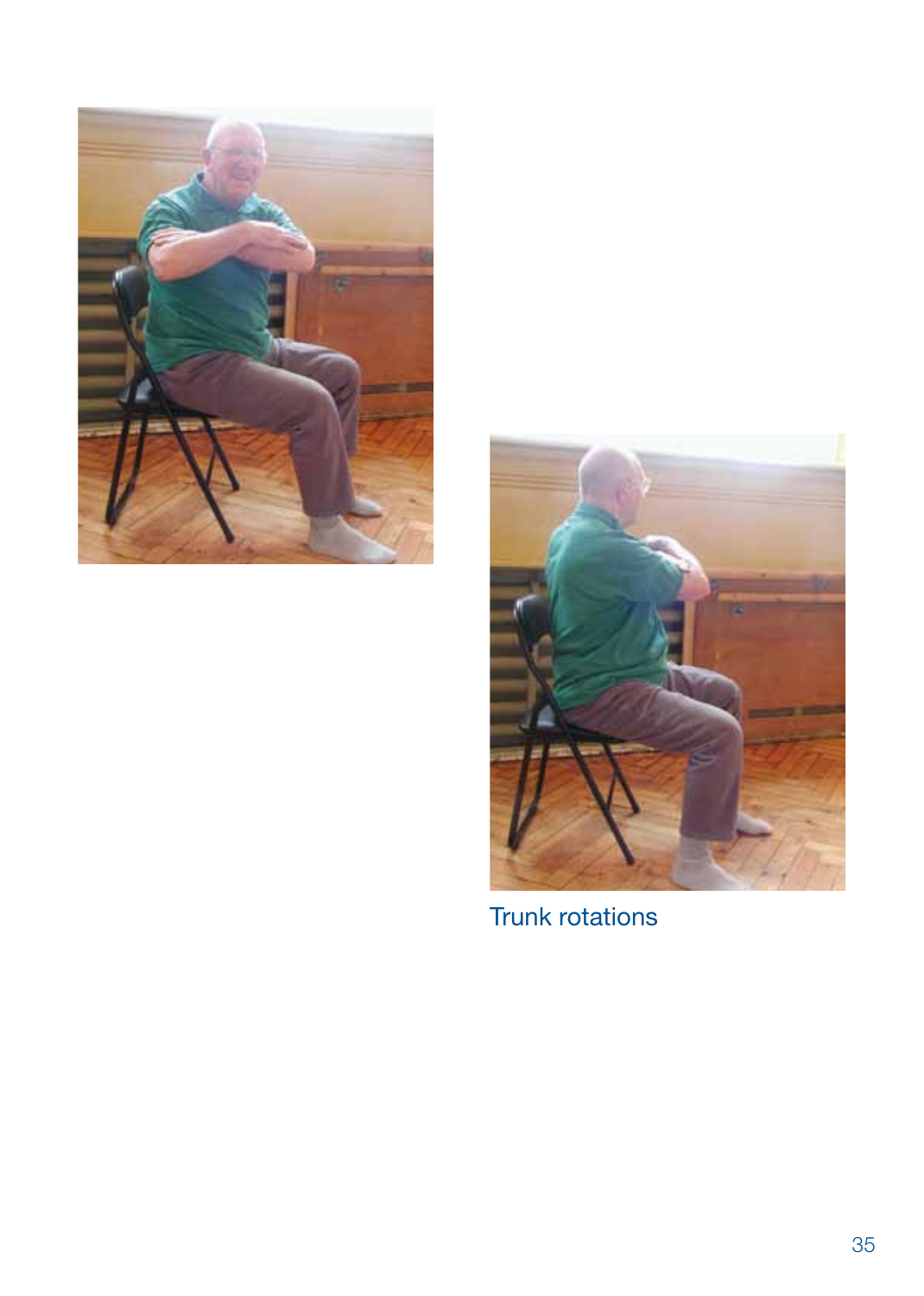Trunk rotations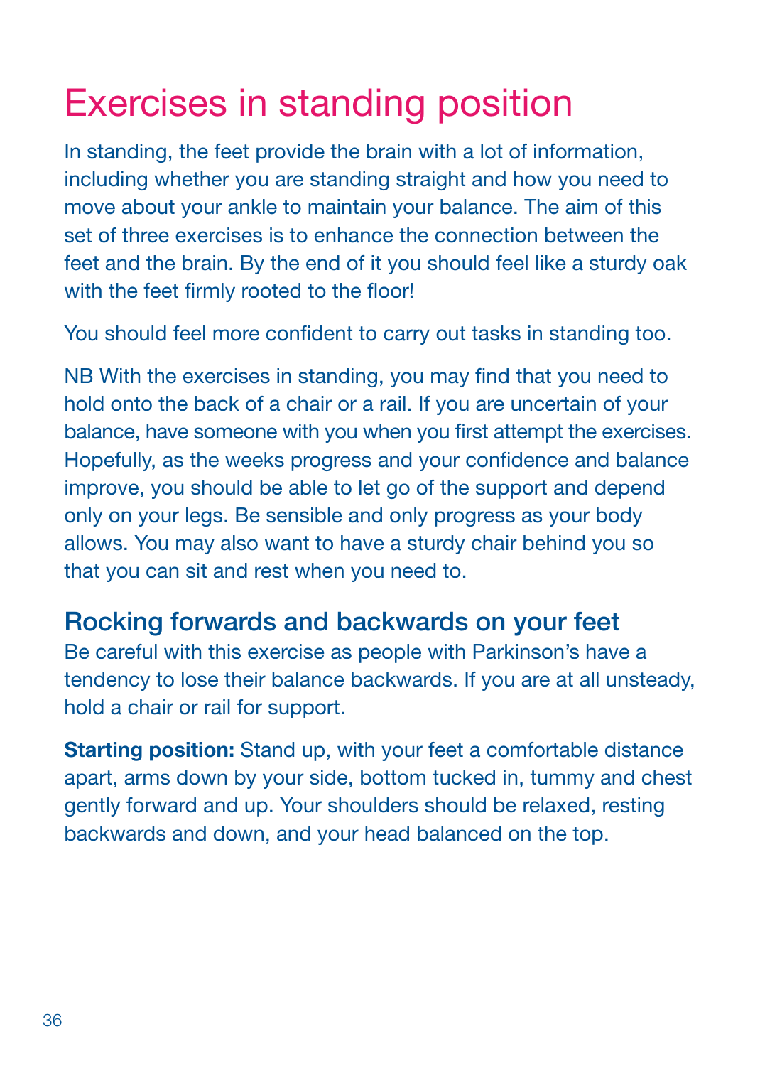# Exercises in standing position

In standing, the feet provide the brain with a lot of information, including whether you are standing straight and how you need to move about your ankle to maintain your balance. The aim of this set of three exercises is to enhance the connection between the feet and the brain. By the end of it you should feel like a sturdy oak with the feet firmly rooted to the floor!

You should feel more confident to carry out tasks in standing too.

NB With the exercises in standing, you may find that you need to hold onto the back of a chair or a rail. If you are uncertain of your balance, have someone with you when you first attempt the exercises. Hopefully, as the weeks progress and your confidence and balance improve, you should be able to let go of the support and depend only on your legs. Be sensible and only progress as your body allows. You may also want to have a sturdy chair behind you so that you can sit and rest when you need to.

## Rocking forwards and backwards on your feet

Be careful with this exercise as people with Parkinson's have a tendency to lose their balance backwards. If you are at all unsteady, hold a chair or rail for support.

**Starting position:** Stand up, with your feet a comfortable distance apart, arms down by your side, bottom tucked in, tummy and chest gently forward and up. Your shoulders should be relaxed, resting backwards and down, and your head balanced on the top.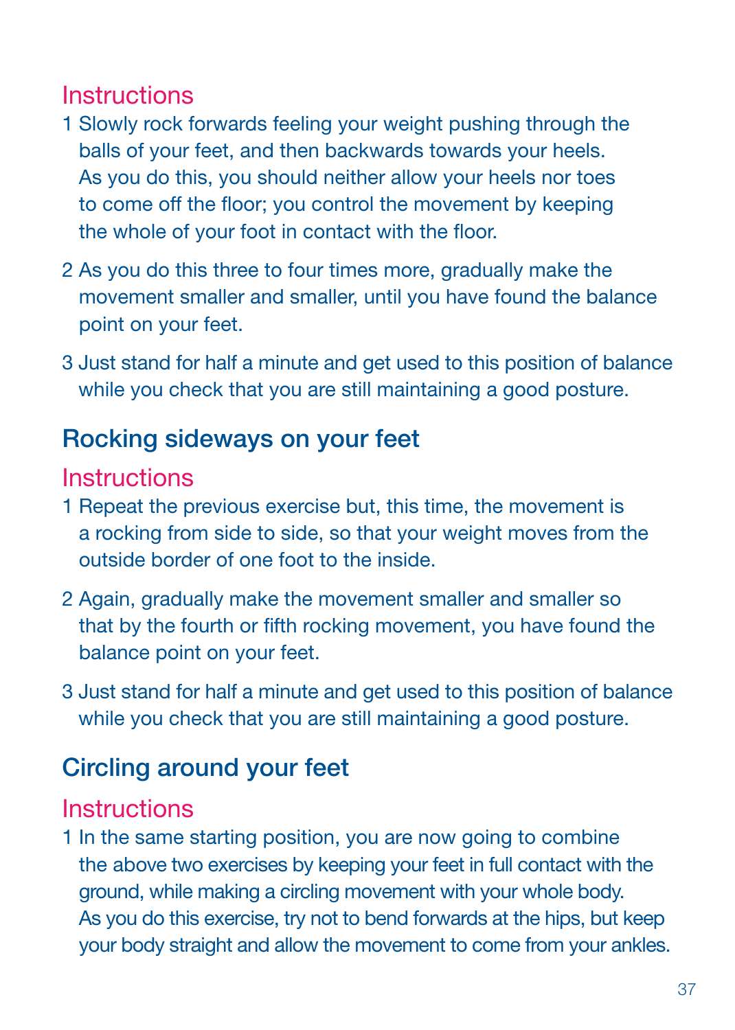### Instructions

1 Slowly rock forwards feeling your weight pushing through the balls of your feet, and then backwards towards your heels. As you do this, you should neither allow your heels nor toes to come off the floor; you control the movement by keeping the whole of your foot in contact with the floor.

2 As you do this three to four times more, gradually make the movement smaller and smaller, until you have found the balance point on your feet.

3 Just stand for half a minute and get used to this position of balance while you check that you are still maintaining a good posture.

## Rocking sideways on your feet

### Instructions

1 Repeat the previous exercise but, this time, the movement is a rocking from side to side, so that your weight moves from the outside border of one foot to the inside.

2 Again, gradually make the movement smaller and smaller so that by the fourth or fifth rocking movement, you have found the balance point on your feet.

3 Just stand for half a minute and get used to this position of balance while you check that you are still maintaining a good posture.

## Circling around your feet

### Instructions

1 In the same starting position, you are now going to combine the above two exercises by keeping your feet in full contact with the ground, while making a circling movement with your whole body. As you do this exercise, try not to bend forwards at the hips, but keep your body straight and allow the movement to come from your ankles.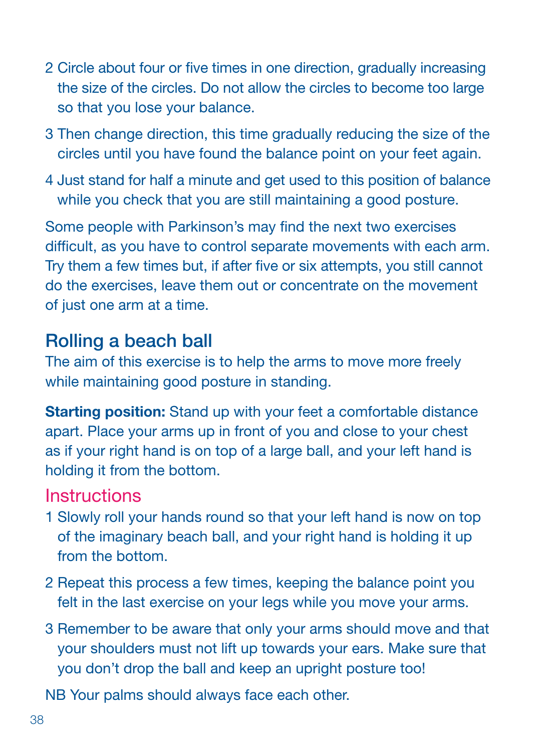2. Circle about four or five times in one direction, gradually increasing the size of the circles. Do not allow the circles to become too large so that you lose your balance.
3. Then change direction, this time gradually reducing the size of the circles until you have found the balance point on your feet again.
4. Just stand for half a minute and get used to this position of balance while you check that you are still maintaining a good posture.

Some people with Parkinson's may find the next two exercises difficult, as you have to control separate movements with each arm. Try them a few times but, if after five or six attempts, you still cannot do the exercises, leave them out or concentrate on the movement of just one arm at a time.

## Rolling a beach ball

The aim of this exercise is to help the arms to move more freely while maintaining good posture in standing.

**Starting position:** Stand up with your feet a comfortable distance apart. Place your arms up in front of you and close to your chest as if your right hand is on top of a large ball, and your left hand is holding it from the bottom.

### Instructions

1. Slowly roll your hands round so that your left hand is now on top of the imaginary beach ball, and your right hand is holding it up from the bottom.
2. Repeat this process a few times, keeping the balance point you felt in the last exercise on your legs while you move your arms.
3. Remember to be aware that only your arms should move and that your shoulders must not lift up towards your ears. Make sure that you don't drop the ball and keep an upright posture too!

NB Your palms should always face each other.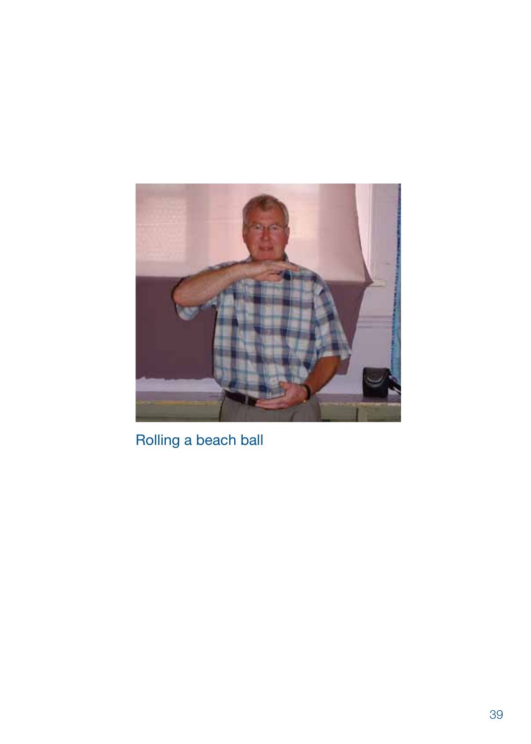Rolling a beach ball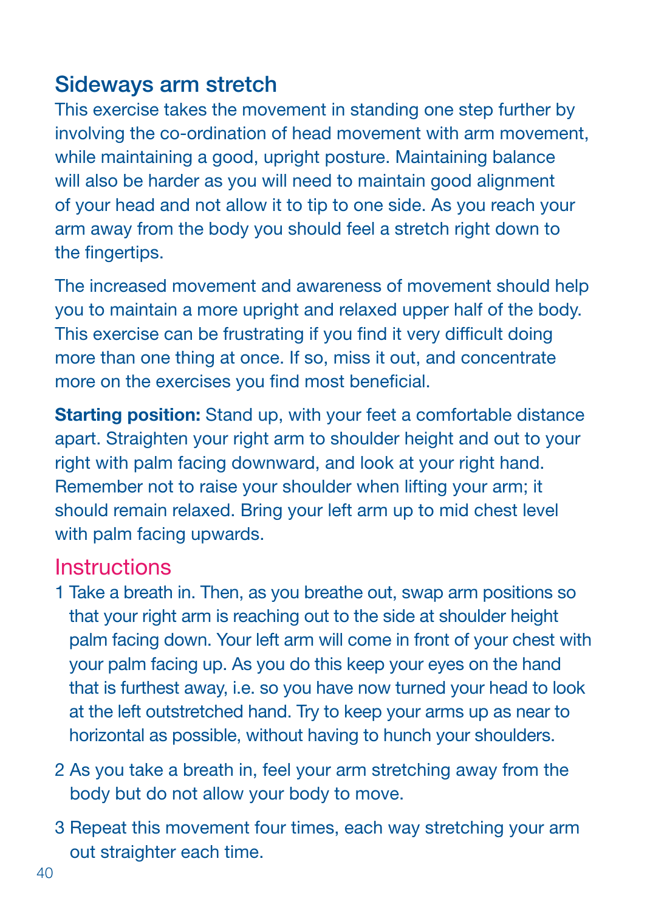## Sideways arm stretch

This exercise takes the movement in standing one step further by involving the co-ordination of head movement with arm movement, while maintaining a good, upright posture. Maintaining balance will also be harder as you will need to maintain good alignment of your head and not allow it to tip to one side. As you reach your arm away from the body you should feel a stretch right down to the fingertips.

The increased movement and awareness of movement should help you to maintain a more upright and relaxed upper half of the body. This exercise can be frustrating if you find it very difficult doing more than one thing at once. If so, miss it out, and concentrate more on the exercises you find most beneficial.

**Starting position:** Stand up, with your feet a comfortable distance apart. Straighten your right arm to shoulder height and out to your right with palm facing downward, and look at your right hand. Remember not to raise your shoulder when lifting your arm; it should remain relaxed. Bring your left arm up to mid chest level with palm facing upwards.

### Instructions

1 Take a breath in. Then, as you breathe out, swap arm positions so that your right arm is reaching out to the side at shoulder height palm facing down. Your left arm will come in front of your chest with your palm facing up. As you do this keep your eyes on the hand that is furthest away, i.e. so you have now turned your head to look at the left outstretched hand. Try to keep your arms up as near to horizontal as possible, without having to hunch your shoulders.

2 As you take a breath in, feel your arm stretching away from the body but do not allow your body to move.

3 Repeat this movement four times, each way stretching your arm out straighter each time.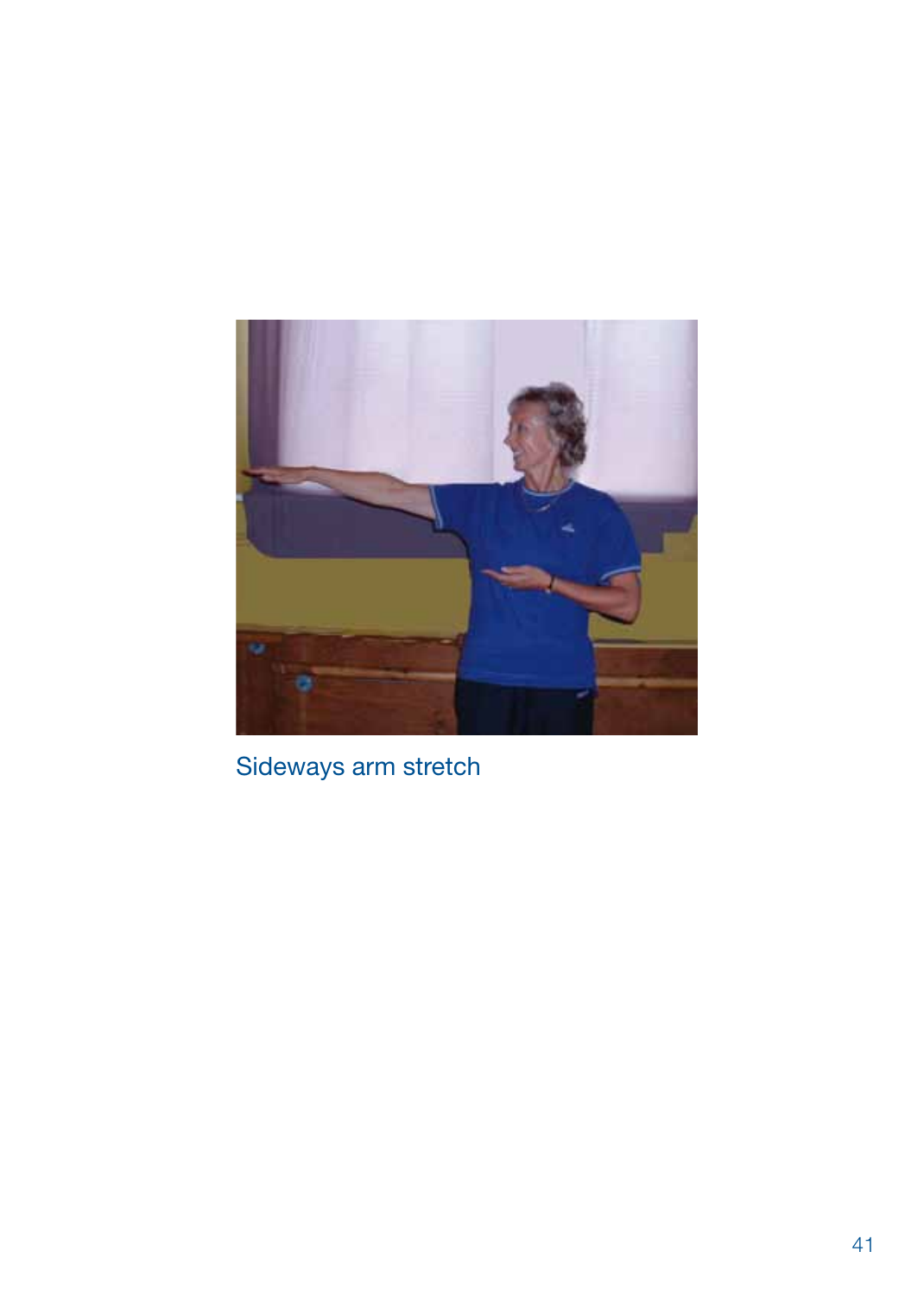Sideways arm stretch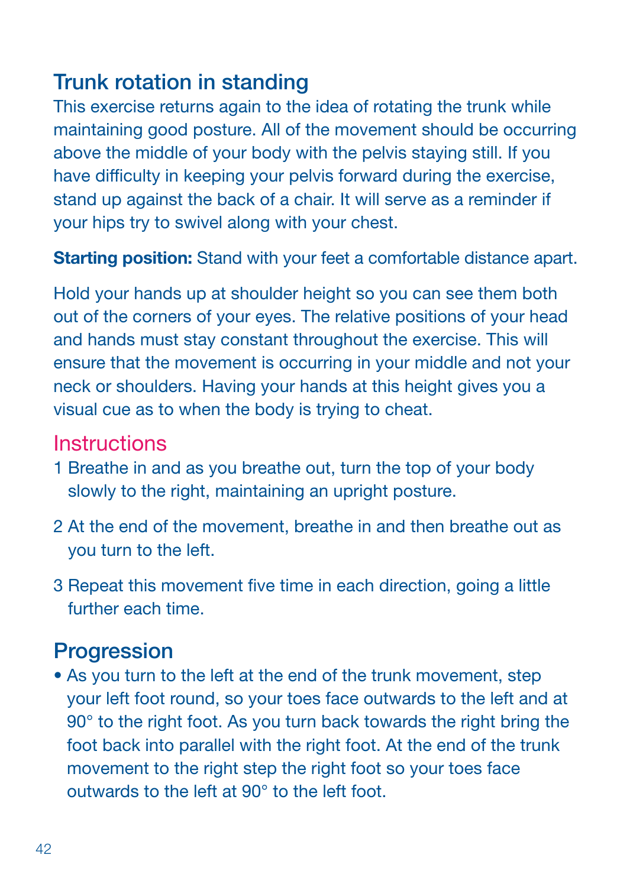## Trunk rotation in standing

This exercise returns again to the idea of rotating the trunk while maintaining good posture. All of the movement should be occurring above the middle of your body with the pelvis staying still. If you have difficulty in keeping your pelvis forward during the exercise, stand up against the back of a chair. It will serve as a reminder if your hips try to swivel along with your chest.

**Starting position:** Stand with your feet a comfortable distance apart.

Hold your hands up at shoulder height so you can see them both out of the corners of your eyes. The relative positions of your head and hands must stay constant throughout the exercise. This will ensure that the movement is occurring in your middle and not your neck or shoulders. Having your hands at this height gives you a visual cue as to when the body is trying to cheat.

### Instructions

1. Breathe in and as you breathe out, turn the top of your body slowly to the right, maintaining an upright posture.
2. At the end of the movement, breathe in and then breathe out as you turn to the left.
3. Repeat this movement five time in each direction, going a little further each time.

## Progression

- As you turn to the left at the end of the trunk movement, step your left foot round, so your toes face outwards to the left and at 90° to the right foot. As you turn back towards the right bring the foot back into parallel with the right foot. At the end of the trunk movement to the right step the right foot so your toes face outwards to the left at 90° to the left foot.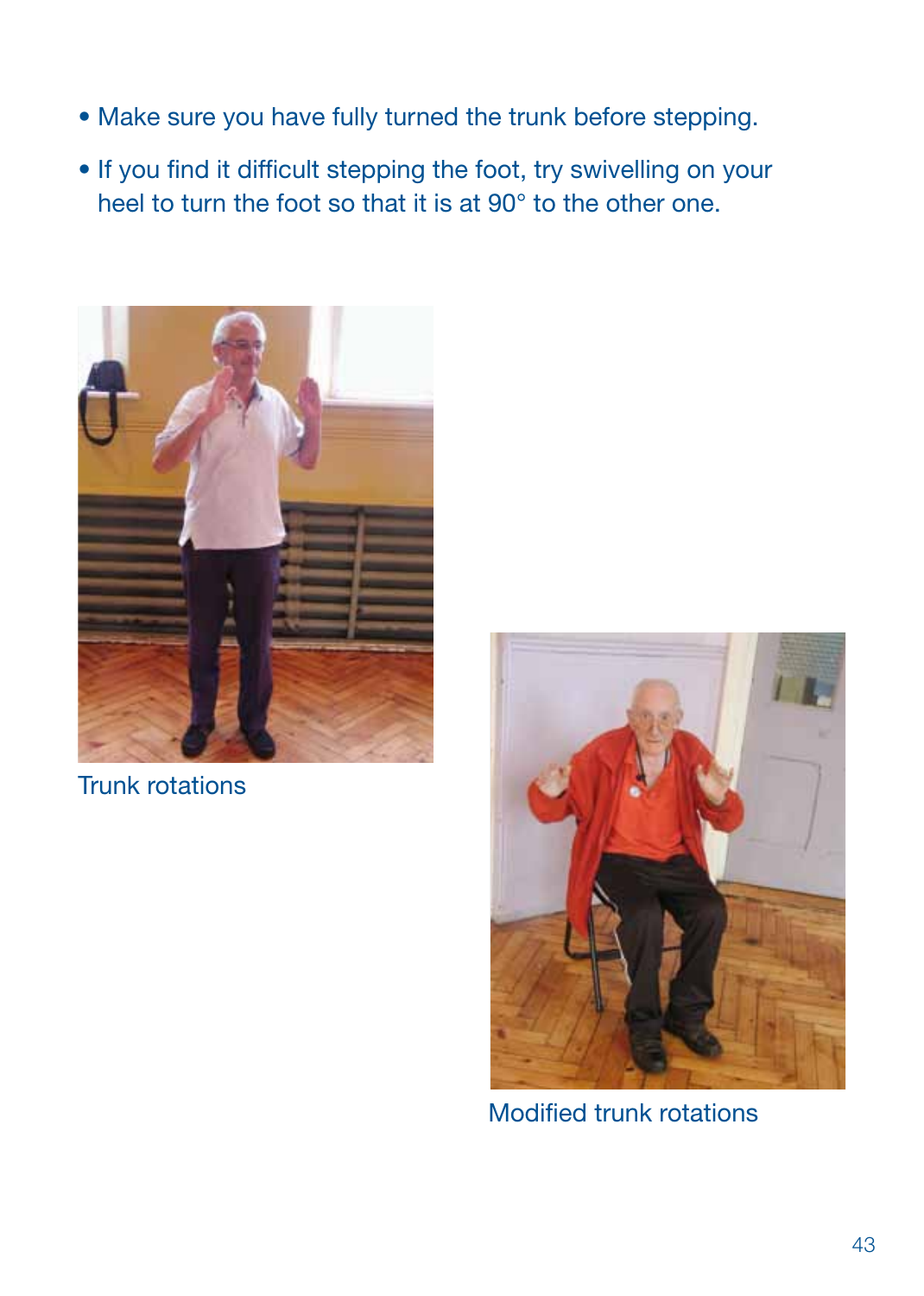- Make sure you have fully turned the trunk before stepping.
- If you find it difficult stepping the foot, try swivelling on your heel to turn the foot so that it is at 90° to the other one.

Trunk rotations

Modified trunk rotations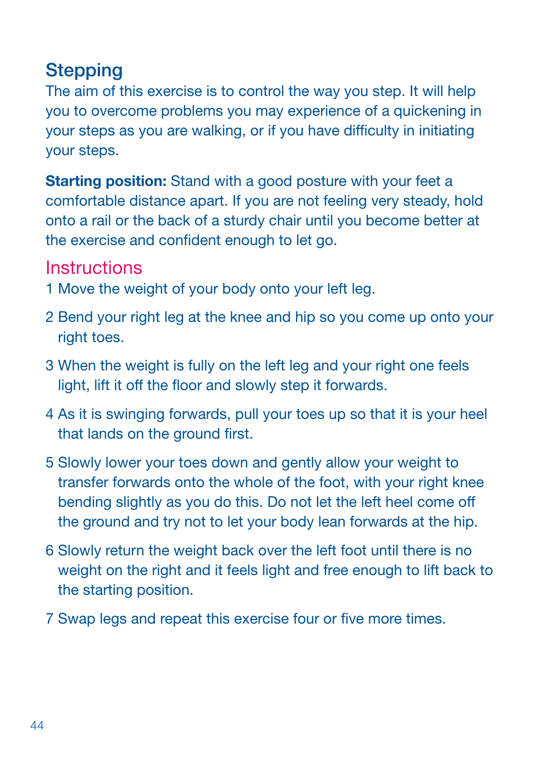## Stepping

The aim of this exercise is to control the way you step. It will help you to overcome problems you may experience of a quickening in your steps as you are walking, or if you have difficulty in initiating your steps.

**Starting position:** Stand with a good posture with your feet a comfortable distance apart. If you are not feeling very steady, hold onto a rail or the back of a sturdy chair until you become better at the exercise and confident enough to let go.

### Instructions

1. Move the weight of your body onto your left leg.
2. Bend your right leg at the knee and hip so you come up onto your right toes.
3. When the weight is fully on the left leg and your right one feels light, lift it off the floor and slowly step it forwards.
4. As it is swinging forwards, pull your toes up so that it is your heel that lands on the ground first.
5. Slowly lower your toes down and gently allow your weight to transfer forwards onto the whole of the foot, with your right knee bending slightly as you do this. Do not let the left heel come off the ground and try not to let your body lean forwards at the hip.
6. Slowly return the weight back over the left foot until there is no weight on the right and it feels light and free enough to lift back to the starting position.
7. Swap legs and repeat this exercise four or five more times.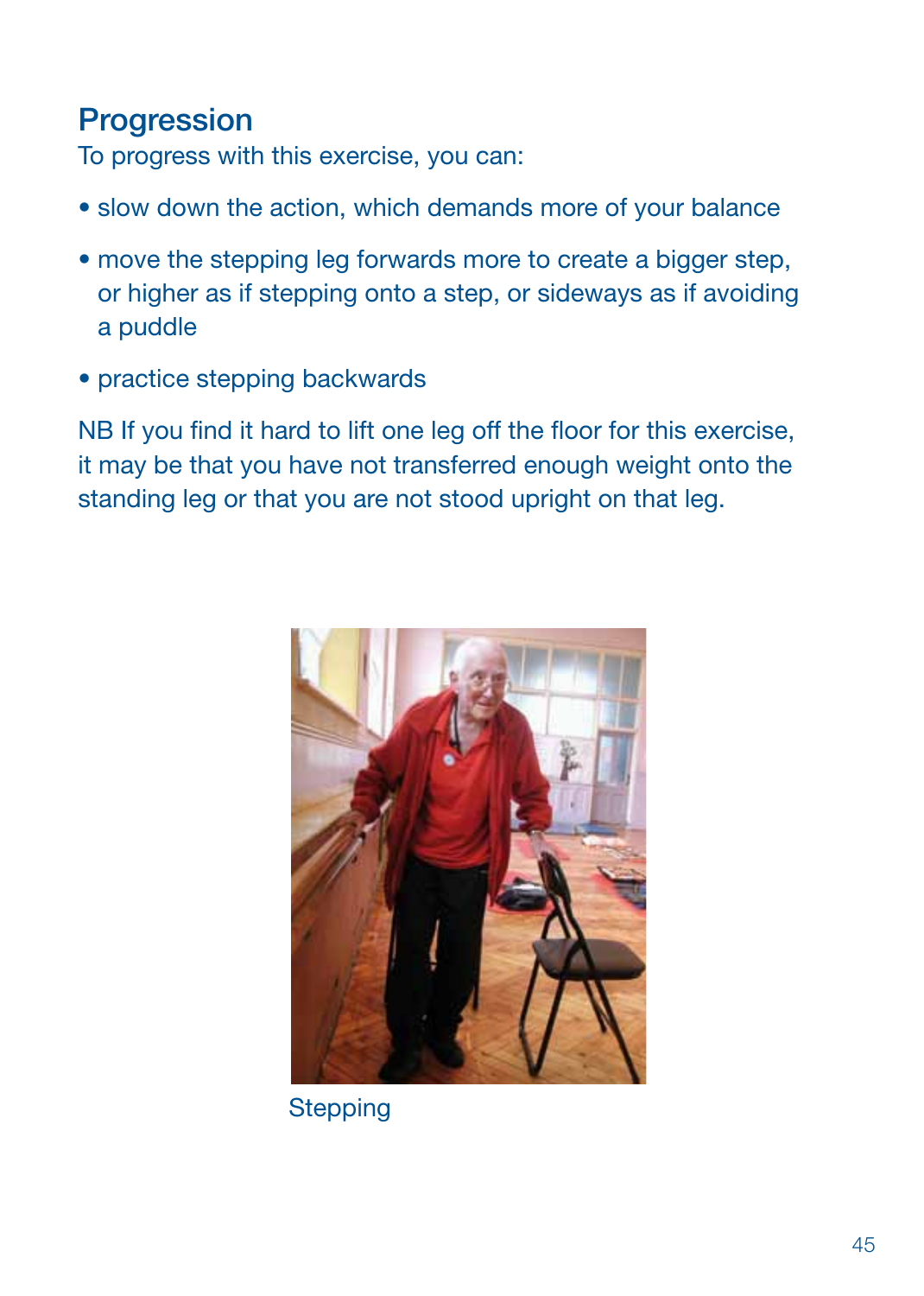## Progression

To progress with this exercise, you can:

- slow down the action, which demands more of your balance
- move the stepping leg forwards more to create a bigger step, or higher as if stepping onto a step, or sideways as if avoiding a puddle
- practice stepping backwards

NB If you find it hard to lift one leg off the floor for this exercise, it may be that you have not transferred enough weight onto the standing leg or that you are not stood upright on that leg.

Stepping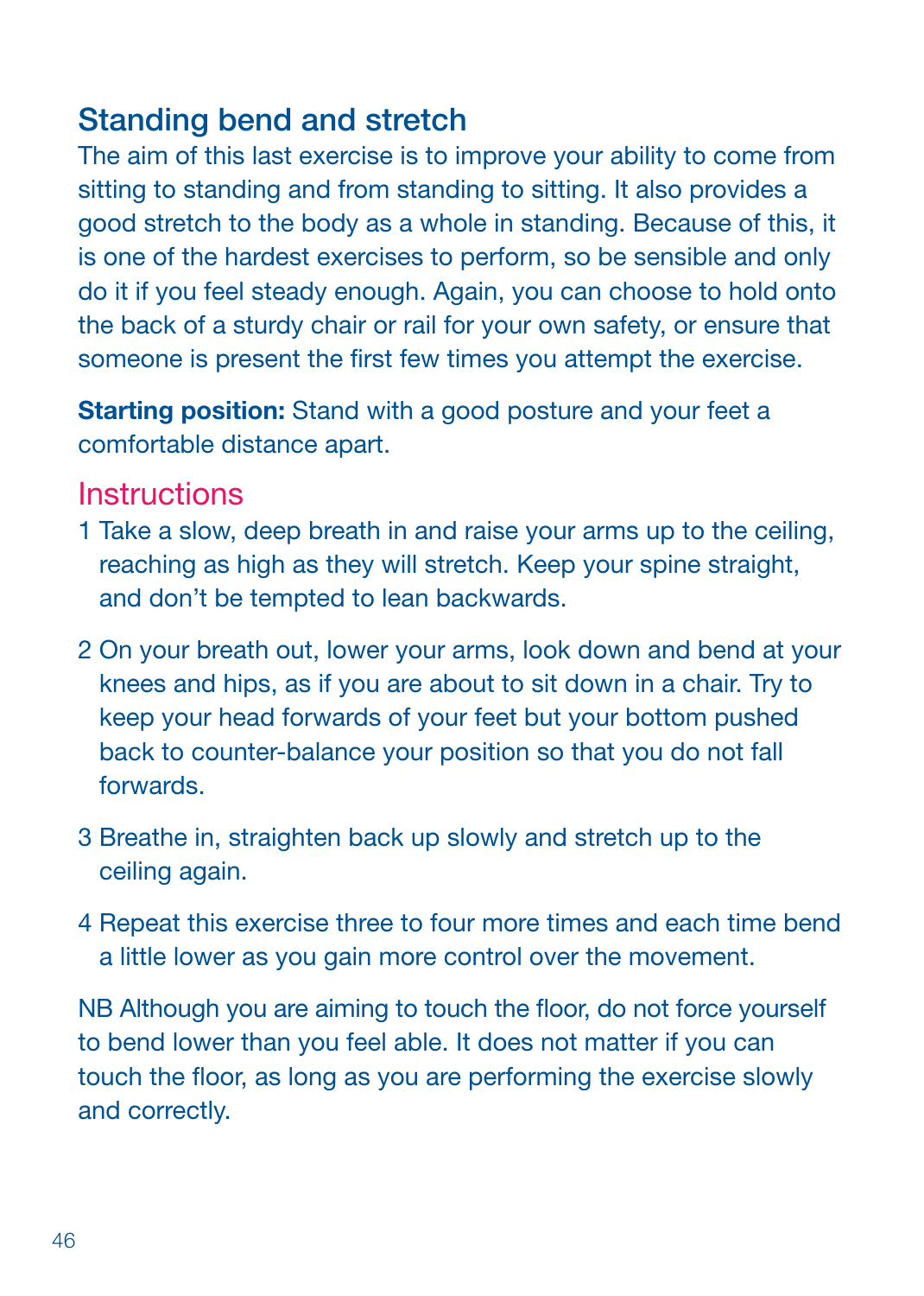## Standing bend and stretch

The aim of this last exercise is to improve your ability to come from sitting to standing and from standing to sitting. It also provides a good stretch to the body as a whole in standing. Because of this, it is one of the hardest exercises to perform, so be sensible and only do it if you feel steady enough. Again, you can choose to hold onto the back of a sturdy chair or rail for your own safety, or ensure that someone is present the first few times you attempt the exercise.

**Starting position:** Stand with a good posture and your feet a comfortable distance apart.

### Instructions

1. Take a slow, deep breath in and raise your arms up to the ceiling, reaching as high as they will stretch. Keep your spine straight, and don't be tempted to lean backwards.

2. On your breath out, lower your arms, look down and bend at your knees and hips, as if you are about to sit down in a chair. Try to keep your head forwards of your feet but your bottom pushed back to counter-balance your position so that you do not fall forwards.

3. Breathe in, straighten back up slowly and stretch up to the ceiling again.

4. Repeat this exercise three to four more times and each time bend a little lower as you gain more control over the movement.

NB Although you are aiming to touch the floor, do not force yourself to bend lower than you feel able. It does not matter if you can touch the floor, as long as you are performing the exercise slowly and correctly.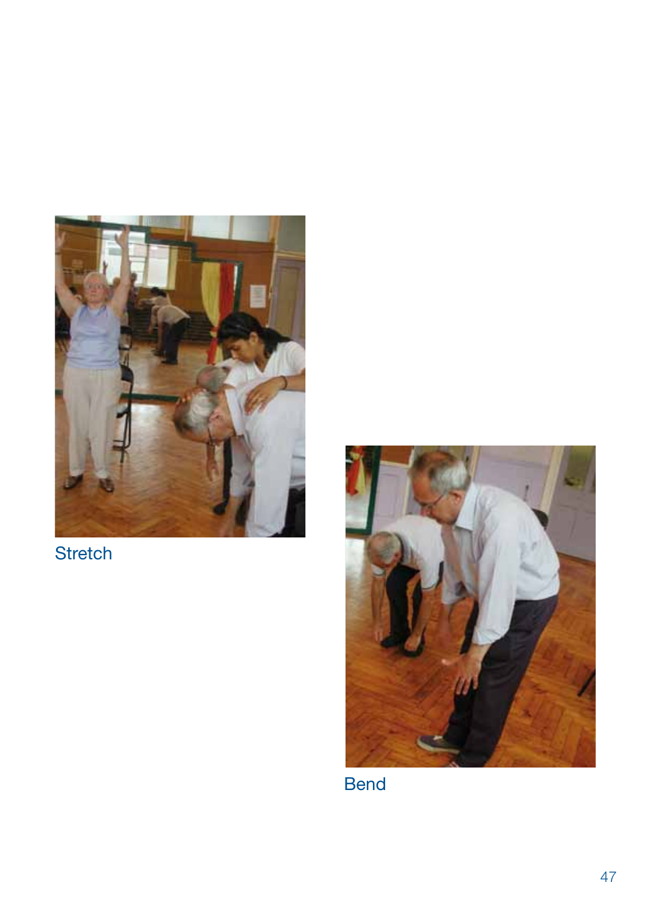Stretch

Bend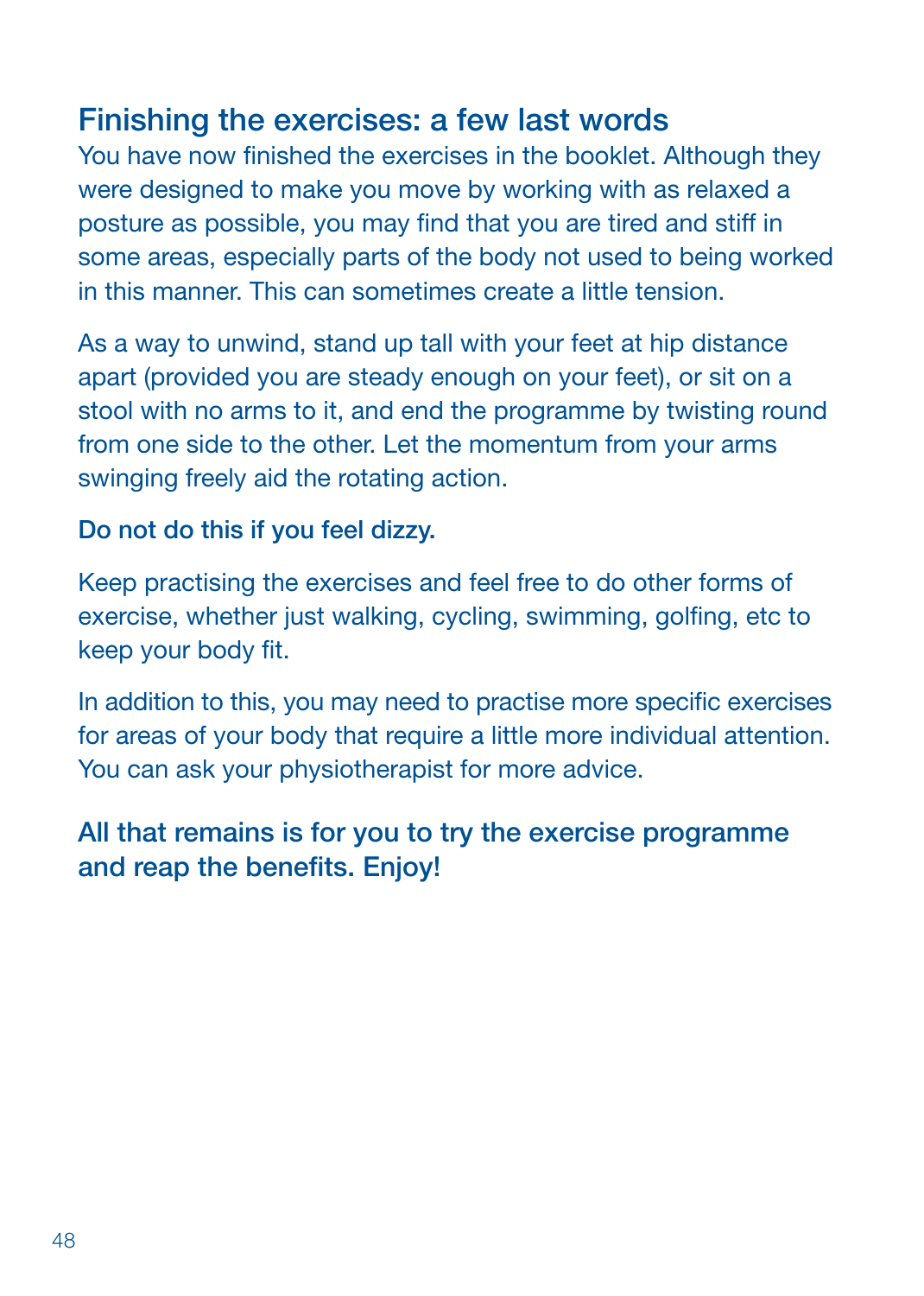## Finishing the exercises: a few last words

You have now finished the exercises in the booklet. Although they were designed to make you move by working with as relaxed a posture as possible, you may find that you are tired and stiff in some areas, especially parts of the body not used to being worked in this manner. This can sometimes create a little tension.

As a way to unwind, stand up tall with your feet at hip distance apart (provided you are steady enough on your feet), or sit on a stool with no arms to it, and end the programme by twisting round from one side to the other. Let the momentum from your arms swinging freely aid the rotating action.

**Do not do this if you feel dizzy.**

Keep practising the exercises and feel free to do other forms of exercise, whether just walking, cycling, swimming, golfing, etc to keep your body fit.

In addition to this, you may need to practise more specific exercises for areas of your body that require a little more individual attention. You can ask your physiotherapist for more advice.

**All that remains is for you to try the exercise programme and reap the benefits. Enjoy!**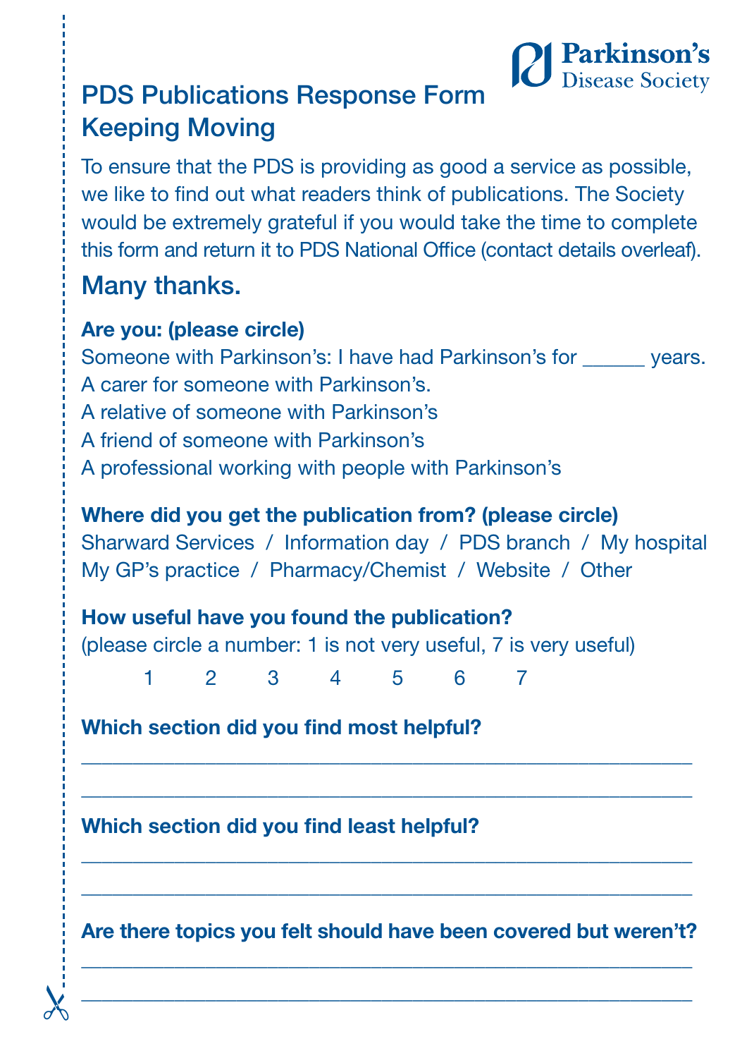Parkinson's Disease Society

# PDS Publications Response Form
## Keeping Moving

To ensure that the PDS is providing as good a service as possible, we like to find out what readers think of publications. The Society would be extremely grateful if you would take the time to complete this form and return it to PDS National Office (contact details overleaf).

## Many thanks.

**Are you: (please circle)**

Someone with Parkinson's: I have had Parkinson's for ______ years.
A carer for someone with Parkinson's.
A relative of someone with Parkinson's
A friend of someone with Parkinson's
A professional working with people with Parkinson's

**Where did you get the publication from? (please circle)**

Sharward Services / Information day / PDS branch / My hospital
My GP's practice / Pharmacy/Chemist / Website / Other

**How useful have you found the publication?**
(please circle a number: 1 is not very useful, 7 is very useful)

1 2 3 4 5 6 7

**Which section did you find most helpful?**

_______________________________________________________

_______________________________________________________

**Which section did you find least helpful?**

_______________________________________________________

_______________________________________________________

**Are there topics you felt should have been covered but weren't?**

_______________________________________________________

_______________________________________________________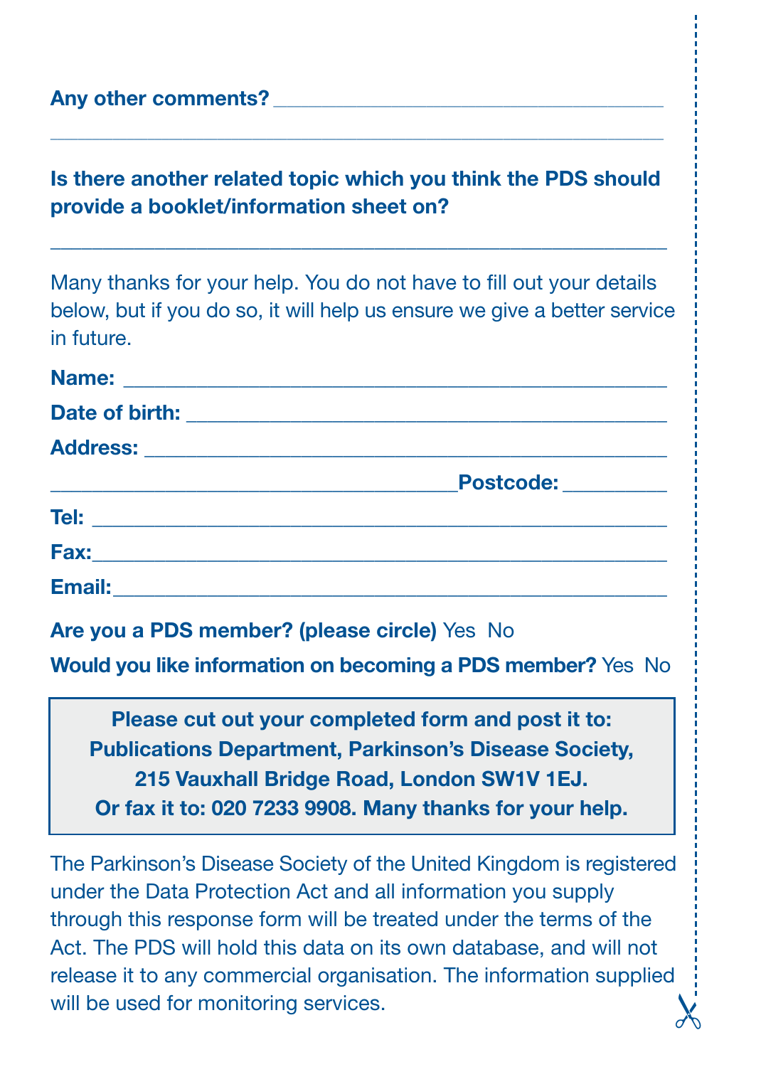**Any other comments?** ___________________________________

___________________________________________________

**Is there another related topic which you think the PDS should provide a booklet/information sheet on?**

___________________________________________________

Many thanks for your help. You do not have to fill out your details below, but if you do so, it will help us ensure we give a better service in future.

**Name:** ____________________________________________

**Date of birth:** ______________________________________

**Address:** __________________________________________

___________________________________**Postcode:** _________

**Tel:** _______________________________________________

**Fax:**_______________________________________________

**Email:**_____________________________________________

**Are you a PDS member? (please circle)** Yes No

**Would you like information on becoming a PDS member?** Yes No

**Please cut out your completed form and post it to:**
**Publications Department, Parkinson's Disease Society,**
**215 Vauxhall Bridge Road, London SW1V 1EJ.**
**Or fax it to: 020 7233 9908. Many thanks for your help.**

The Parkinson's Disease Society of the United Kingdom is registered under the Data Protection Act and all information you supply through this response form will be treated under the terms of the Act. The PDS will hold this data on its own database, and will not release it to any commercial organisation. The information supplied will be used for monitoring services.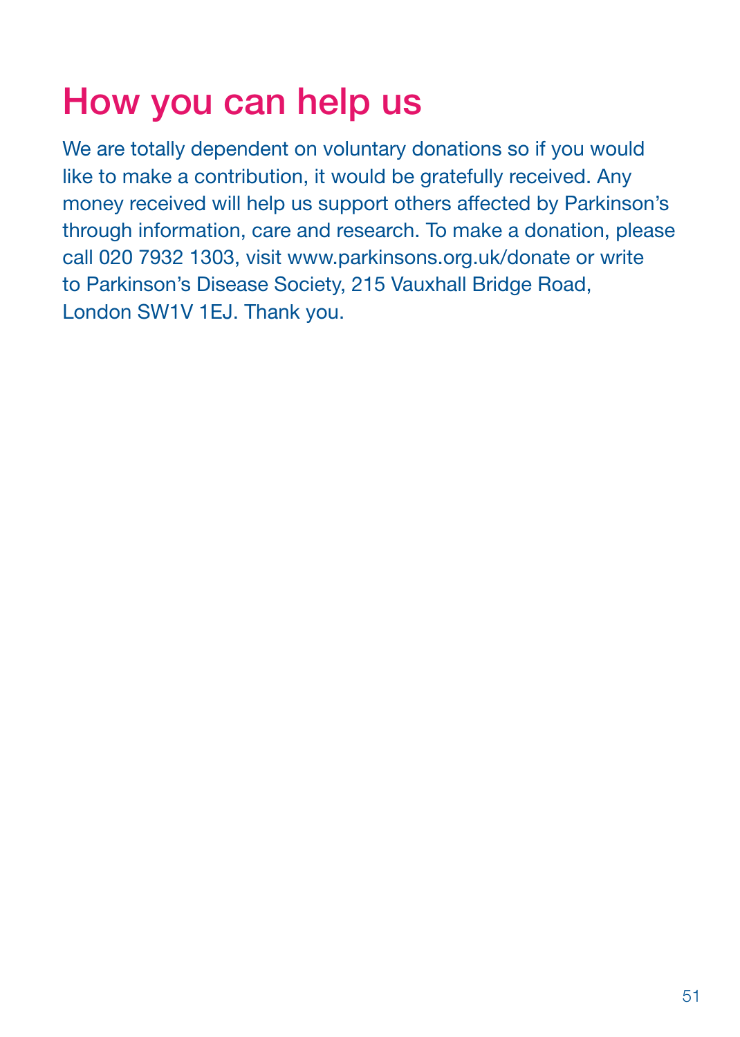# How you can help us

We are totally dependent on voluntary donations so if you would like to make a contribution, it would be gratefully received. Any money received will help us support others affected by Parkinson's through information, care and research. To make a donation, please call 020 7932 1303, visit www.parkinsons.org.uk/donate or write to Parkinson's Disease Society, 215 Vauxhall Bridge Road, London SW1V 1EJ. Thank you.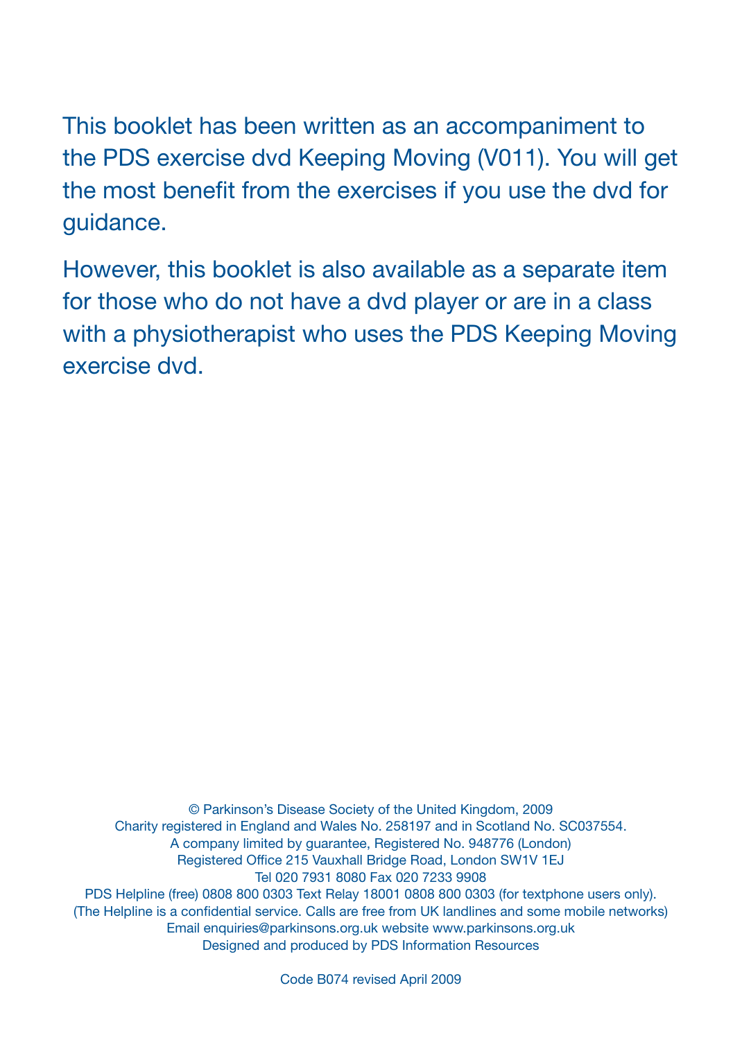This booklet has been written as an accompaniment to the PDS exercise dvd Keeping Moving (V011). You will get the most benefit from the exercises if you use the dvd for guidance.

However, this booklet is also available as a separate item for those who do not have a dvd player or are in a class with a physiotherapist who uses the PDS Keeping Moving exercise dvd.

© Parkinson's Disease Society of the United Kingdom, 2009
Charity registered in England and Wales No. 258197 and in Scotland No. SC037554.
A company limited by guarantee, Registered No. 948776 (London)
Registered Office 215 Vauxhall Bridge Road, London SW1V 1EJ
Tel 020 7931 8080 Fax 020 7233 9908
PDS Helpline (free) 0808 800 0303 Text Relay 18001 0808 800 0303 (for textphone users only).
(The Helpline is a confidential service. Calls are free from UK landlines and some mobile networks)
Email enquiries@parkinsons.org.uk website www.parkinsons.org.uk
Designed and produced by PDS Information Resources

Code B074 revised April 2009